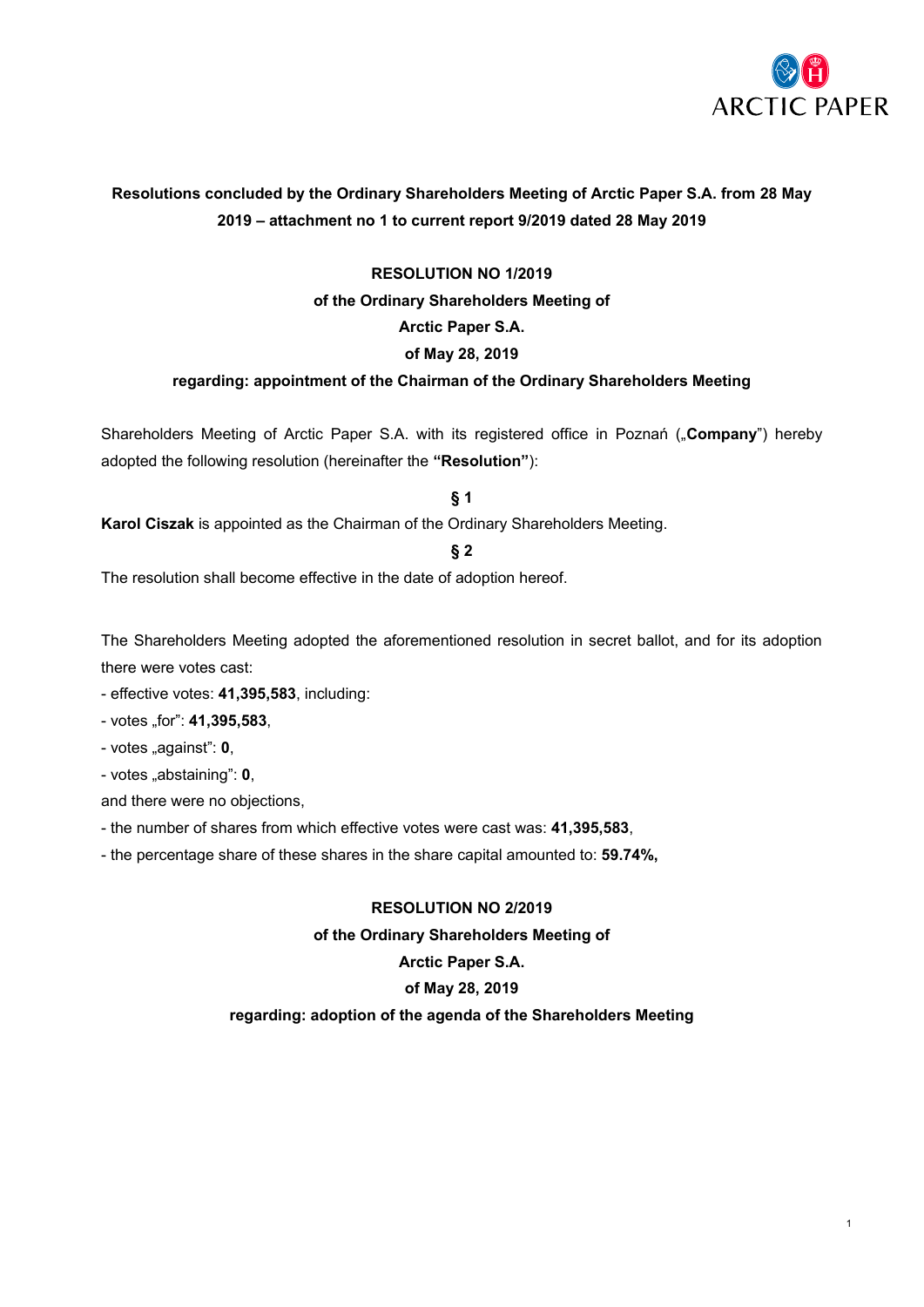**Resolutions concluded by the Ordinary Shareholders Meeting of Arctic Paper S.A. from 28 May 2019 – attachment no 1 to current report 9/2019 dated 28 May 2019**

**RESOLUTION NO 1/2019**
**of the Ordinary Shareholders Meeting of**
**Arctic Paper S.A.**
**of May 28, 2019**
**regarding: appointment of the Chairman of the Ordinary Shareholders Meeting**

Shareholders Meeting of Arctic Paper S.A. with its registered office in Poznań („**Company**") hereby adopted the following resolution (hereinafter the **"Resolution"**):

**§ 1**

**Karol Ciszak** is appointed as the Chairman of the Ordinary Shareholders Meeting.

**§ 2**

The resolution shall become effective in the date of adoption hereof.

The Shareholders Meeting adopted the aforementioned resolution in secret ballot, and for its adoption there were votes cast:

- effective votes: **41,395,583**, including:
- votes „for": **41,395,583**,
- votes „against": **0**,
- votes „abstaining": **0**,

and there were no objections,

- the number of shares from which effective votes were cast was: **41,395,583**,
- the percentage share of these shares in the share capital amounted to: **59.74%,**

**RESOLUTION NO 2/2019**
**of the Ordinary Shareholders Meeting of**
**Arctic Paper S.A.**
**of May 28, 2019**
**regarding: adoption of the agenda of the Shareholders Meeting**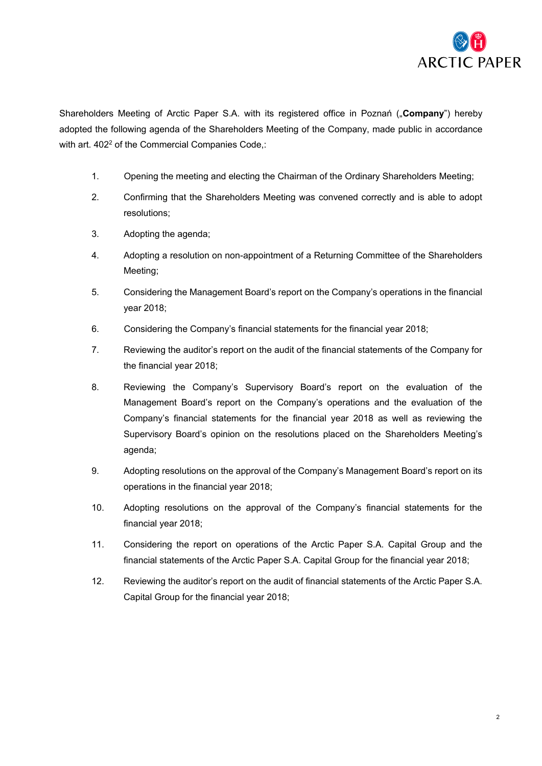Shareholders Meeting of Arctic Paper S.A. with its registered office in Poznań („**Company**") hereby adopted the following agenda of the Shareholders Meeting of the Company, made public in accordance with art. 402[2] of the Commercial Companies Code,:

1. Opening the meeting and electing the Chairman of the Ordinary Shareholders Meeting;
2. Confirming that the Shareholders Meeting was convened correctly and is able to adopt resolutions;
3. Adopting the agenda;
4. Adopting a resolution on non-appointment of a Returning Committee of the Shareholders Meeting;
5. Considering the Management Board's report on the Company's operations in the financial year 2018;
6. Considering the Company's financial statements for the financial year 2018;
7. Reviewing the auditor's report on the audit of the financial statements of the Company for the financial year 2018;
8. Reviewing the Company's Supervisory Board's report on the evaluation of the Management Board's report on the Company's operations and the evaluation of the Company's financial statements for the financial year 2018 as well as reviewing the Supervisory Board's opinion on the resolutions placed on the Shareholders Meeting's agenda;
9. Adopting resolutions on the approval of the Company's Management Board's report on its operations in the financial year 2018;
10. Adopting resolutions on the approval of the Company's financial statements for the financial year 2018;
11. Considering the report on operations of the Arctic Paper S.A. Capital Group and the financial statements of the Arctic Paper S.A. Capital Group for the financial year 2018;
12. Reviewing the auditor's report on the audit of financial statements of the Arctic Paper S.A. Capital Group for the financial year 2018;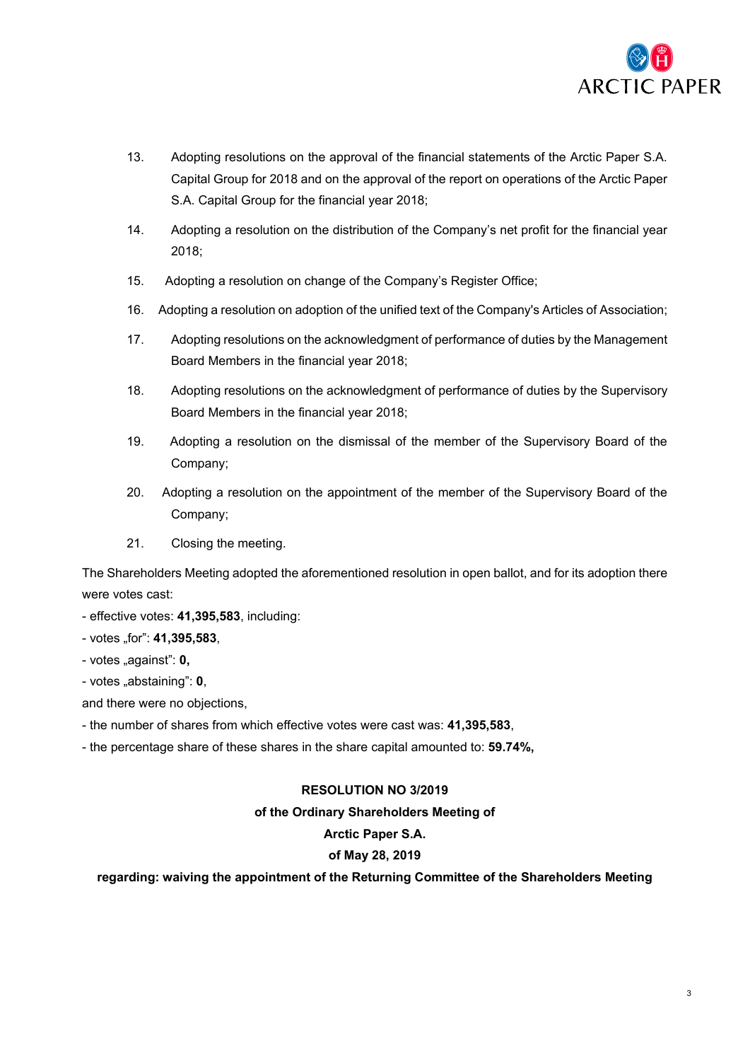13. Adopting resolutions on the approval of the financial statements of the Arctic Paper S.A. Capital Group for 2018 and on the approval of the report on operations of the Arctic Paper S.A. Capital Group for the financial year 2018;
14. Adopting a resolution on the distribution of the Company's net profit for the financial year 2018;
15. Adopting a resolution on change of the Company's Register Office;
16. Adopting a resolution on adoption of the unified text of the Company's Articles of Association;
17. Adopting resolutions on the acknowledgment of performance of duties by the Management Board Members in the financial year 2018;
18. Adopting resolutions on the acknowledgment of performance of duties by the Supervisory Board Members in the financial year 2018;
19. Adopting a resolution on the dismissal of the member of the Supervisory Board of the Company;
20. Adopting a resolution on the appointment of the member of the Supervisory Board of the Company;
21. Closing the meeting.

The Shareholders Meeting adopted the aforementioned resolution in open ballot, and for its adoption there were votes cast:

- effective votes: **41,395,583**, including:
- votes „for": **41,395,583**,
- votes „against": **0,**
- votes „abstaining": **0**,

and there were no objections,

- the number of shares from which effective votes were cast was: **41,395,583**,
- the percentage share of these shares in the share capital amounted to: **59.74%,**

**RESOLUTION NO 3/2019**

**of the Ordinary Shareholders Meeting of**

**Arctic Paper S.A.**

**of May 28, 2019**

**regarding: waiving the appointment of the Returning Committee of the Shareholders Meeting**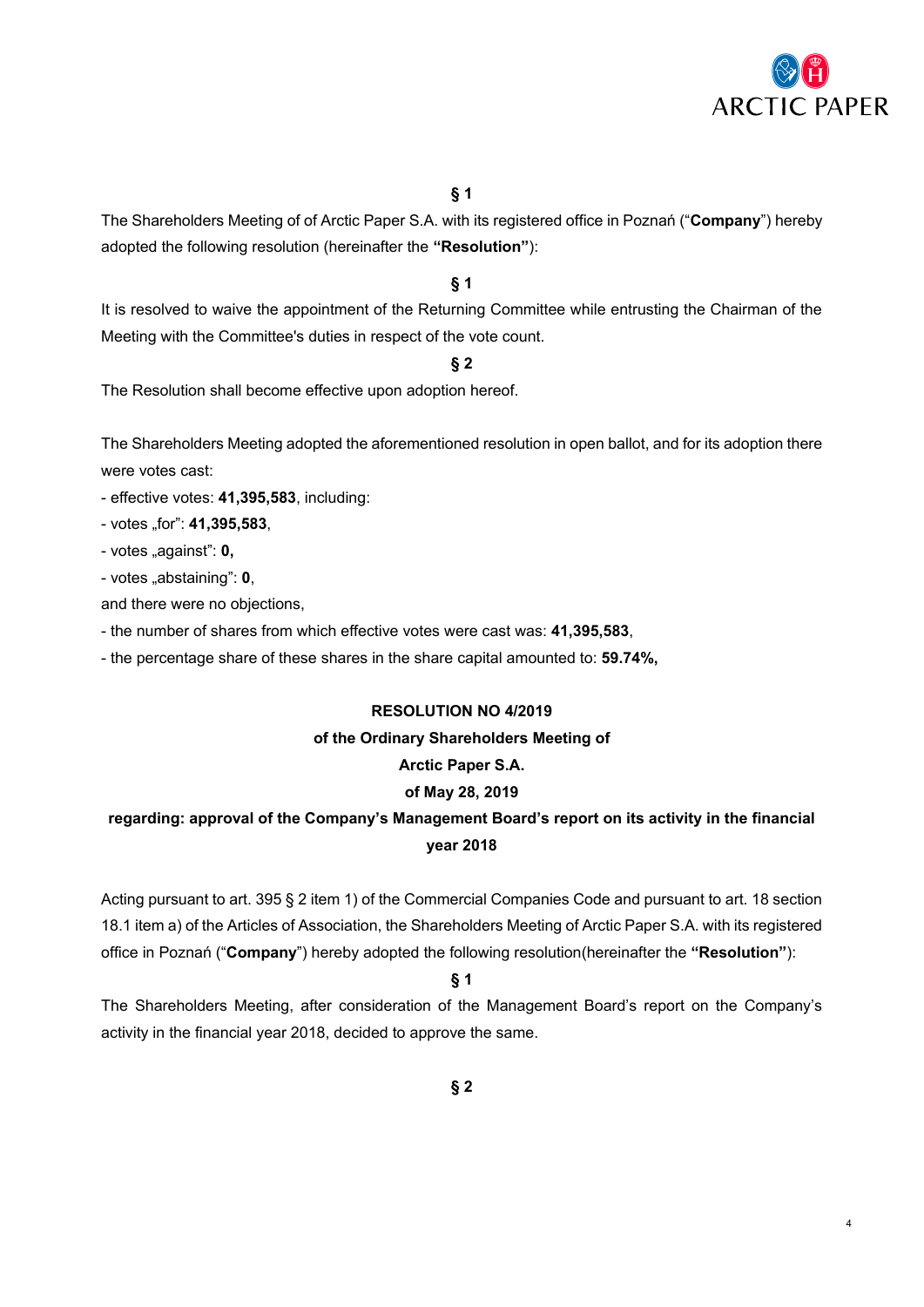**§ 1**

The Shareholders Meeting of of Arctic Paper S.A. with its registered office in Poznań ("**Company**") hereby adopted the following resolution (hereinafter the **"Resolution"**):

**§ 1**

It is resolved to waive the appointment of the Returning Committee while entrusting the Chairman of the Meeting with the Committee's duties in respect of the vote count.

**§ 2**

The Resolution shall become effective upon adoption hereof.

The Shareholders Meeting adopted the aforementioned resolution in open ballot, and for its adoption there were votes cast:

- effective votes: **41,395,583**, including:
- votes „for": **41,395,583**,
- votes „against": **0,**
- votes „abstaining": **0**,

and there were no objections,

- the number of shares from which effective votes were cast was: **41,395,583**,
- the percentage share of these shares in the share capital amounted to: **59.74%,**

**RESOLUTION NO 4/2019**

**of the Ordinary Shareholders Meeting of**

**Arctic Paper S.A.**

**of May 28, 2019**

**regarding: approval of the Company's Management Board's report on its activity in the financial year 2018**

Acting pursuant to art. 395 § 2 item 1) of the Commercial Companies Code and pursuant to art. 18 section 18.1 item a) of the Articles of Association, the Shareholders Meeting of Arctic Paper S.A. with its registered office in Poznań ("**Company**") hereby adopted the following resolution(hereinafter the **"Resolution"**):

**§ 1**

The Shareholders Meeting, after consideration of the Management Board's report on the Company's activity in the financial year 2018, decided to approve the same.

**§ 2**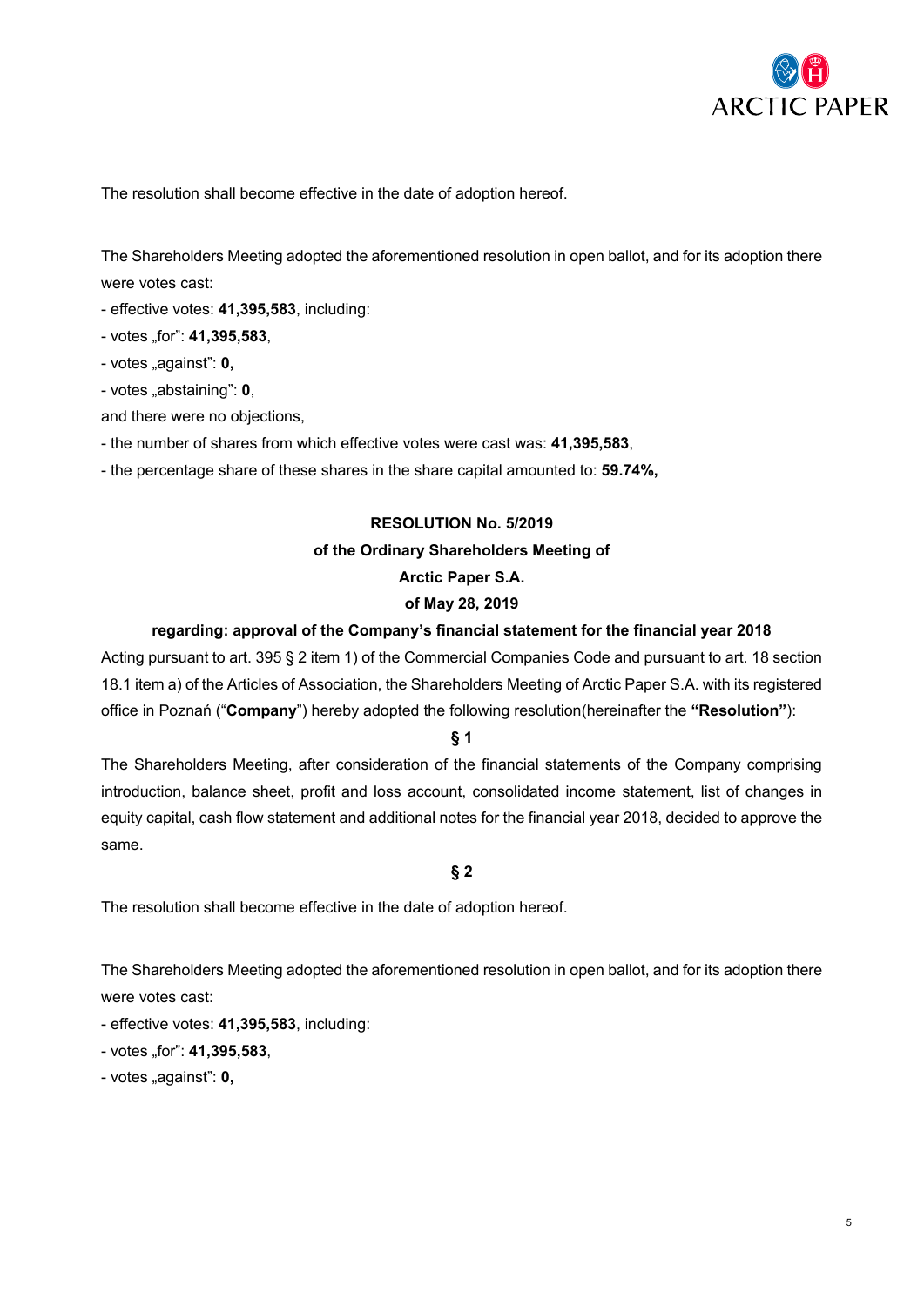The resolution shall become effective in the date of adoption hereof.

The Shareholders Meeting adopted the aforementioned resolution in open ballot, and for its adoption there were votes cast:

- effective votes: **41,395,583**, including:
- votes „for": **41,395,583**,
- votes „against": **0,**
- votes „abstaining": **0**,

and there were no objections,

- the number of shares from which effective votes were cast was: **41,395,583**,
- the percentage share of these shares in the share capital amounted to: **59.74%,**

**RESOLUTION No. 5/2019**

**of the Ordinary Shareholders Meeting of**

**Arctic Paper S.A.**

**of May 28, 2019**

**regarding: approval of the Company's financial statement for the financial year 2018**

Acting pursuant to art. 395 § 2 item 1) of the Commercial Companies Code and pursuant to art. 18 section 18.1 item a) of the Articles of Association, the Shareholders Meeting of Arctic Paper S.A. with its registered office in Poznań ("**Company**") hereby adopted the following resolution(hereinafter the **"Resolution"**):

**§ 1**

The Shareholders Meeting, after consideration of the financial statements of the Company comprising introduction, balance sheet, profit and loss account, consolidated income statement, list of changes in equity capital, cash flow statement and additional notes for the financial year 2018, decided to approve the same.

**§ 2**

The resolution shall become effective in the date of adoption hereof.

The Shareholders Meeting adopted the aforementioned resolution in open ballot, and for its adoption there were votes cast:

- effective votes: **41,395,583**, including:
- votes „for": **41,395,583**,
- votes „against": **0,**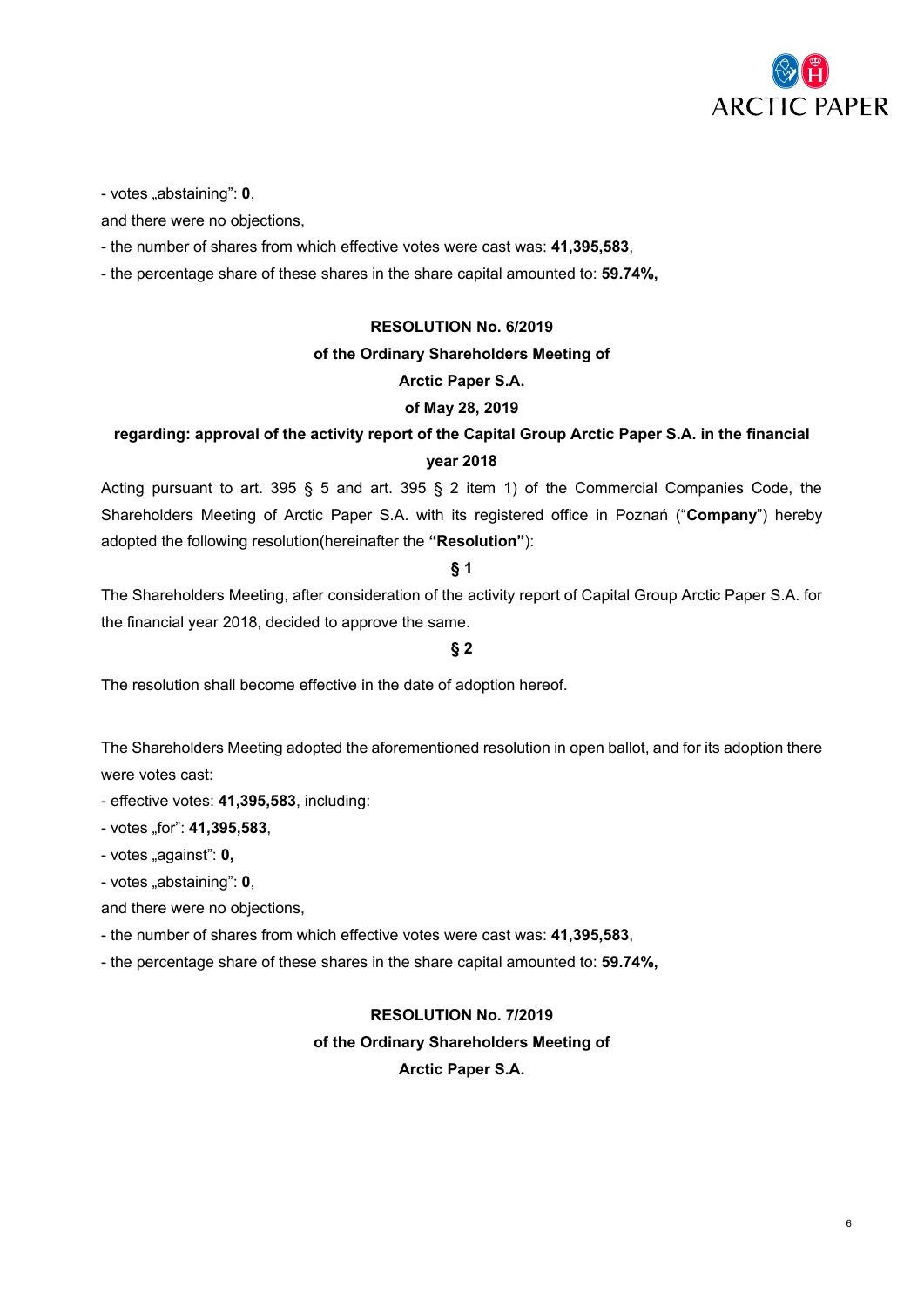- votes „abstaining": **0**,

and there were no objections,

- the number of shares from which effective votes were cast was: **41,395,583**,
- the percentage share of these shares in the share capital amounted to: **59.74%,**

**RESOLUTION No. 6/2019**

**of the Ordinary Shareholders Meeting of**

**Arctic Paper S.A.**

**of May 28, 2019**

**regarding: approval of the activity report of the Capital Group Arctic Paper S.A. in the financial year 2018**

Acting pursuant to art. 395 § 5 and art. 395 § 2 item 1) of the Commercial Companies Code, the Shareholders Meeting of Arctic Paper S.A. with its registered office in Poznań ("**Company**") hereby adopted the following resolution(hereinafter the **"Resolution"**):

**§ 1**

The Shareholders Meeting, after consideration of the activity report of Capital Group Arctic Paper S.A. for the financial year 2018, decided to approve the same.

**§ 2**

The resolution shall become effective in the date of adoption hereof.

The Shareholders Meeting adopted the aforementioned resolution in open ballot, and for its adoption there were votes cast:

- effective votes: **41,395,583**, including:
- votes „for": **41,395,583**,
- votes „against": **0,**
- votes „abstaining": **0**,

and there were no objections,

- the number of shares from which effective votes were cast was: **41,395,583**,
- the percentage share of these shares in the share capital amounted to: **59.74%,**

**RESOLUTION No. 7/2019**

**of the Ordinary Shareholders Meeting of**

**Arctic Paper S.A.**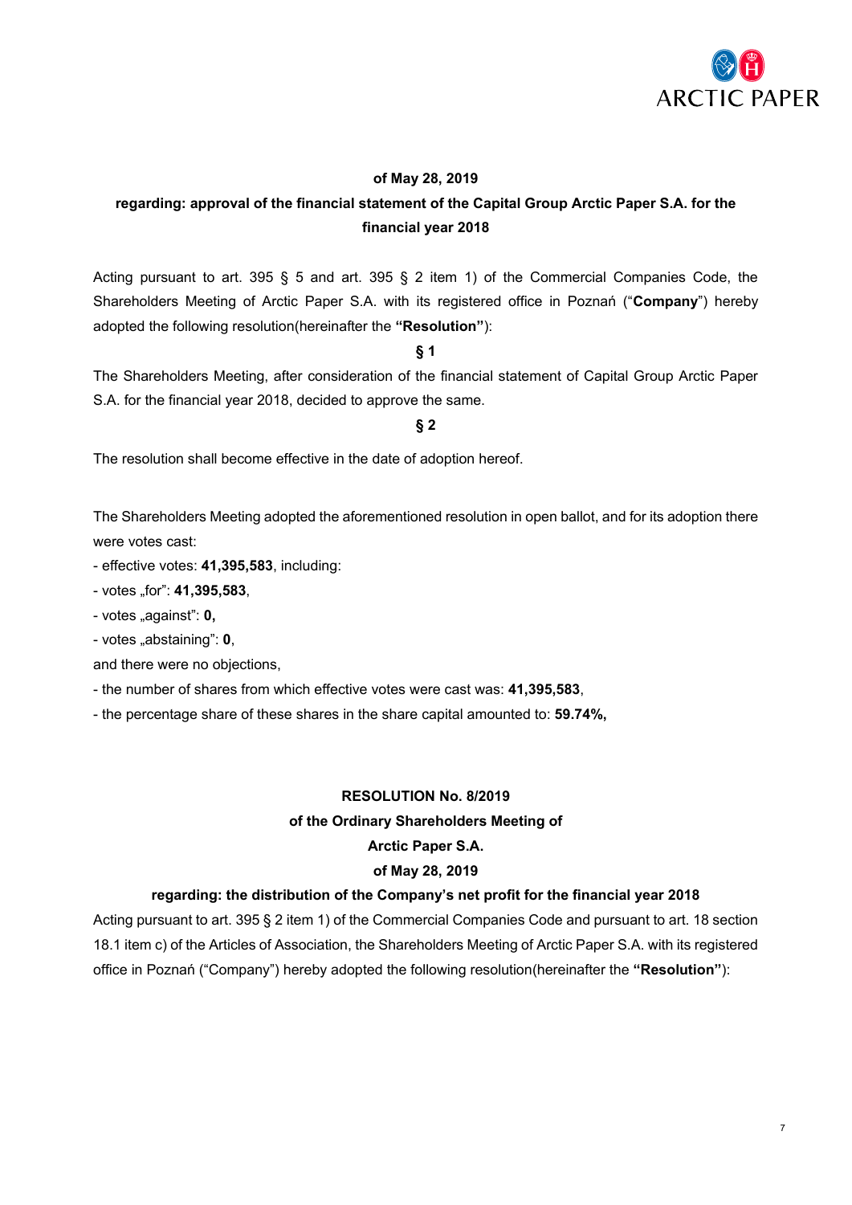**of May 28, 2019**

**regarding: approval of the financial statement of the Capital Group Arctic Paper S.A. for the financial year 2018**

Acting pursuant to art. 395 § 5 and art. 395 § 2 item 1) of the Commercial Companies Code, the Shareholders Meeting of Arctic Paper S.A. with its registered office in Poznań ("**Company**") hereby adopted the following resolution(hereinafter the **"Resolution"**):

**§ 1**

The Shareholders Meeting, after consideration of the financial statement of Capital Group Arctic Paper S.A. for the financial year 2018, decided to approve the same.

**§ 2**

The resolution shall become effective in the date of adoption hereof.

The Shareholders Meeting adopted the aforementioned resolution in open ballot, and for its adoption there were votes cast:

- effective votes: **41,395,583**, including:
- votes „for": **41,395,583**,
- votes „against": **0,**
- votes „abstaining": **0**,

and there were no objections,

- the number of shares from which effective votes were cast was: **41,395,583**,
- the percentage share of these shares in the share capital amounted to: **59.74%,**

**RESOLUTION No. 8/2019**

**of the Ordinary Shareholders Meeting of**

**Arctic Paper S.A.**

**of May 28, 2019**

**regarding: the distribution of the Company's net profit for the financial year 2018**

Acting pursuant to art. 395 § 2 item 1) of the Commercial Companies Code and pursuant to art. 18 section 18.1 item c) of the Articles of Association, the Shareholders Meeting of Arctic Paper S.A. with its registered office in Poznań ("Company") hereby adopted the following resolution(hereinafter the **"Resolution"**):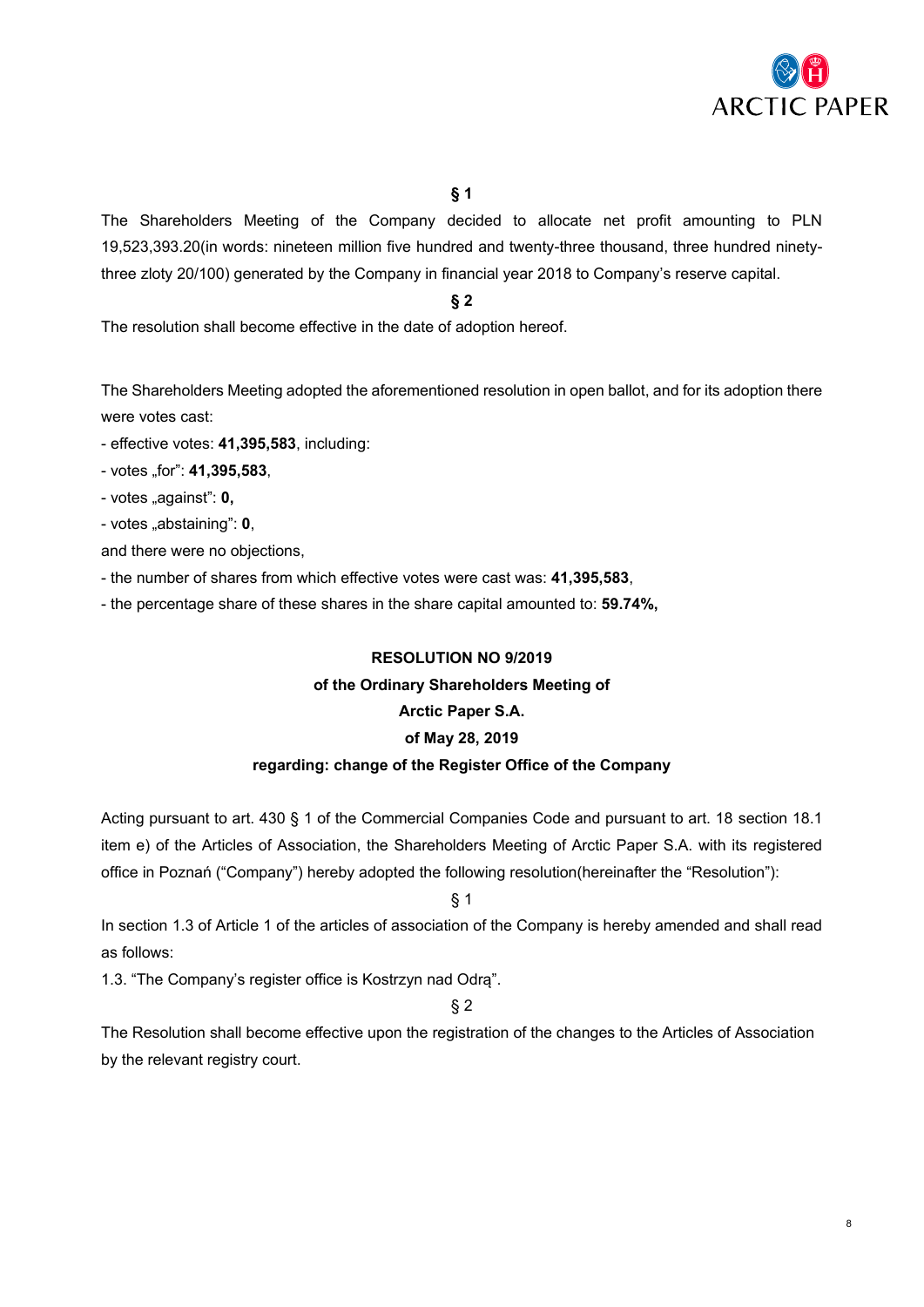**§ 1**

The Shareholders Meeting of the Company decided to allocate net profit amounting to PLN 19,523,393.20(in words: nineteen million five hundred and twenty-three thousand, three hundred ninety-three zloty 20/100) generated by the Company in financial year 2018 to Company's reserve capital.

**§ 2**

The resolution shall become effective in the date of adoption hereof.

The Shareholders Meeting adopted the aforementioned resolution in open ballot, and for its adoption there were votes cast:

- effective votes: **41,395,583**, including:
- votes „for": **41,395,583**,
- votes „against": **0,**
- votes „abstaining": **0**,

and there were no objections,

- the number of shares from which effective votes were cast was: **41,395,583**,
- the percentage share of these shares in the share capital amounted to: **59.74%,**

**RESOLUTION NO 9/2019**
**of the Ordinary Shareholders Meeting of**
**Arctic Paper S.A.**
**of May 28, 2019**
**regarding: change of the Register Office of the Company**

Acting pursuant to art. 430 § 1 of the Commercial Companies Code and pursuant to art. 18 section 18.1 item e) of the Articles of Association, the Shareholders Meeting of Arctic Paper S.A. with its registered office in Poznań ("Company") hereby adopted the following resolution(hereinafter the "Resolution"):

§ 1

In section 1.3 of Article 1 of the articles of association of the Company is hereby amended and shall read as follows:

1.3. "The Company's register office is Kostrzyn nad Odrą".

§ 2

The Resolution shall become effective upon the registration of the changes to the Articles of Association by the relevant registry court.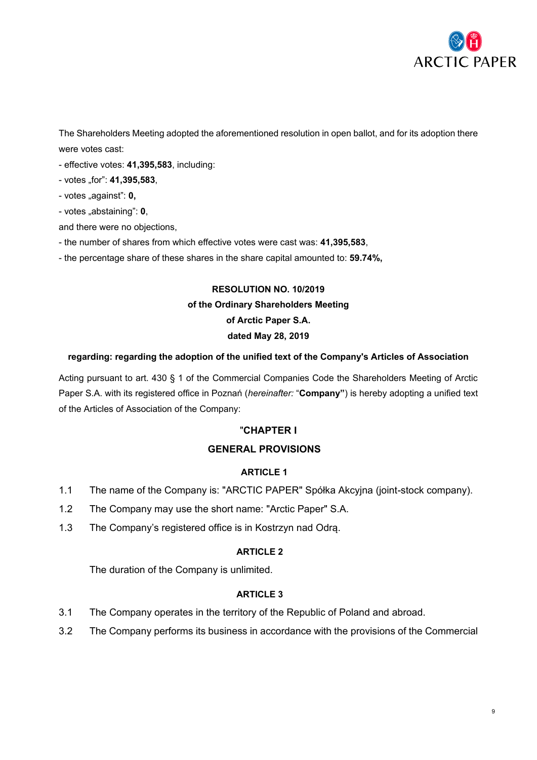The Shareholders Meeting adopted the aforementioned resolution in open ballot, and for its adoption there were votes cast:

- effective votes: **41,395,583**, including:
- votes „for": **41,395,583**,
- votes „against": **0,**
- votes „abstaining": **0**,

and there were no objections,

- the number of shares from which effective votes were cast was: **41,395,583**,
- the percentage share of these shares in the share capital amounted to: **59.74%,**

**RESOLUTION NO. 10/2019**
**of the Ordinary Shareholders Meeting**
**of Arctic Paper S.A.**
**dated May 28, 2019**

**regarding: regarding the adoption of the unified text of the Company's Articles of Association**

Acting pursuant to art. 430 § 1 of the Commercial Companies Code the Shareholders Meeting of Arctic Paper S.A. with its registered office in Poznań (*hereinafter:* "**Company"**) is hereby adopting a unified text of the Articles of Association of the Company:

"**CHAPTER I**

**GENERAL PROVISIONS**

**ARTICLE 1**

1.1 The name of the Company is: "ARCTIC PAPER" Spółka Akcyjna (joint-stock company).

1.2 The Company may use the short name: "Arctic Paper" S.A.

1.3 The Company's registered office is in Kostrzyn nad Odrą.

**ARTICLE 2**

The duration of the Company is unlimited.

**ARTICLE 3**

3.1 The Company operates in the territory of the Republic of Poland and abroad.

3.2 The Company performs its business in accordance with the provisions of the Commercial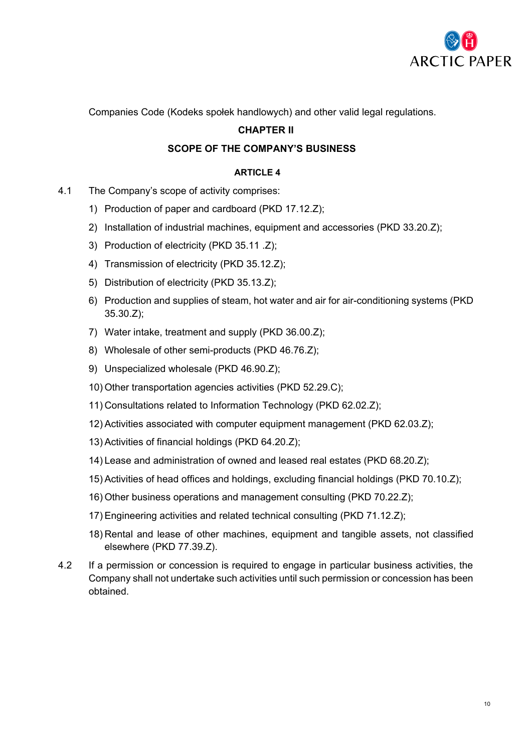Companies Code (Kodeks społek handlowych) and other valid legal regulations.

## CHAPTER II

## SCOPE OF THE COMPANY'S BUSINESS

### ARTICLE 4

4.1 The Company's scope of activity comprises:

1) Production of paper and cardboard (PKD 17.12.Z);
2) Installation of industrial machines, equipment and accessories (PKD 33.20.Z);
3) Production of electricity (PKD 35.11 .Z);
4) Transmission of electricity (PKD 35.12.Z);
5) Distribution of electricity (PKD 35.13.Z);
6) Production and supplies of steam, hot water and air for air-conditioning systems (PKD 35.30.Z);
7) Water intake, treatment and supply (PKD 36.00.Z);
8) Wholesale of other semi-products (PKD 46.76.Z);
9) Unspecialized wholesale (PKD 46.90.Z);
10) Other transportation agencies activities (PKD 52.29.C);
11) Consultations related to Information Technology (PKD 62.02.Z);
12) Activities associated with computer equipment management (PKD 62.03.Z);
13) Activities of financial holdings (PKD 64.20.Z);
14) Lease and administration of owned and leased real estates (PKD 68.20.Z);
15) Activities of head offices and holdings, excluding financial holdings (PKD 70.10.Z);
16) Other business operations and management consulting (PKD 70.22.Z);
17) Engineering activities and related technical consulting (PKD 71.12.Z);
18) Rental and lease of other machines, equipment and tangible assets, not classified elsewhere (PKD 77.39.Z).

4.2 If a permission or concession is required to engage in particular business activities, the Company shall not undertake such activities until such permission or concession has been obtained.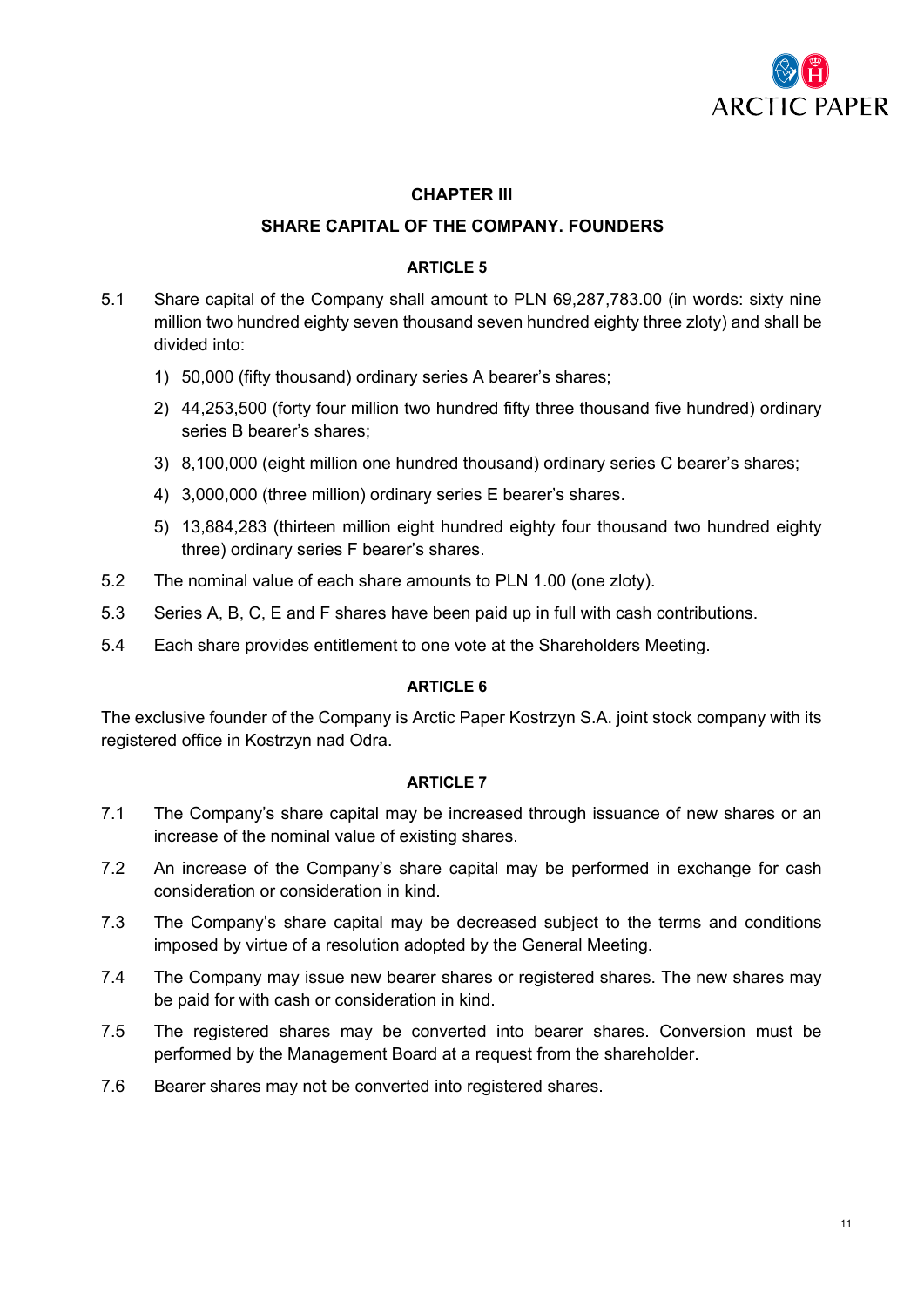## CHAPTER III

## SHARE CAPITAL OF THE COMPANY. FOUNDERS

### ARTICLE 5

5.1 Share capital of the Company shall amount to PLN 69,287,783.00 (in words: sixty nine million two hundred eighty seven thousand seven hundred eighty three zloty) and shall be divided into:

1) 50,000 (fifty thousand) ordinary series A bearer's shares;
2) 44,253,500 (forty four million two hundred fifty three thousand five hundred) ordinary series B bearer's shares;
3) 8,100,000 (eight million one hundred thousand) ordinary series C bearer's shares;
4) 3,000,000 (three million) ordinary series E bearer's shares.
5) 13,884,283 (thirteen million eight hundred eighty four thousand two hundred eighty three) ordinary series F bearer's shares.

5.2 The nominal value of each share amounts to PLN 1.00 (one zloty).

5.3 Series A, B, C, E and F shares have been paid up in full with cash contributions.

5.4 Each share provides entitlement to one vote at the Shareholders Meeting.

### ARTICLE 6

The exclusive founder of the Company is Arctic Paper Kostrzyn S.A. joint stock company with its registered office in Kostrzyn nad Odra.

### ARTICLE 7

7.1 The Company's share capital may be increased through issuance of new shares or an increase of the nominal value of existing shares.

7.2 An increase of the Company's share capital may be performed in exchange for cash consideration or consideration in kind.

7.3 The Company's share capital may be decreased subject to the terms and conditions imposed by virtue of a resolution adopted by the General Meeting.

7.4 The Company may issue new bearer shares or registered shares. The new shares may be paid for with cash or consideration in kind.

7.5 The registered shares may be converted into bearer shares. Conversion must be performed by the Management Board at a request from the shareholder.

7.6 Bearer shares may not be converted into registered shares.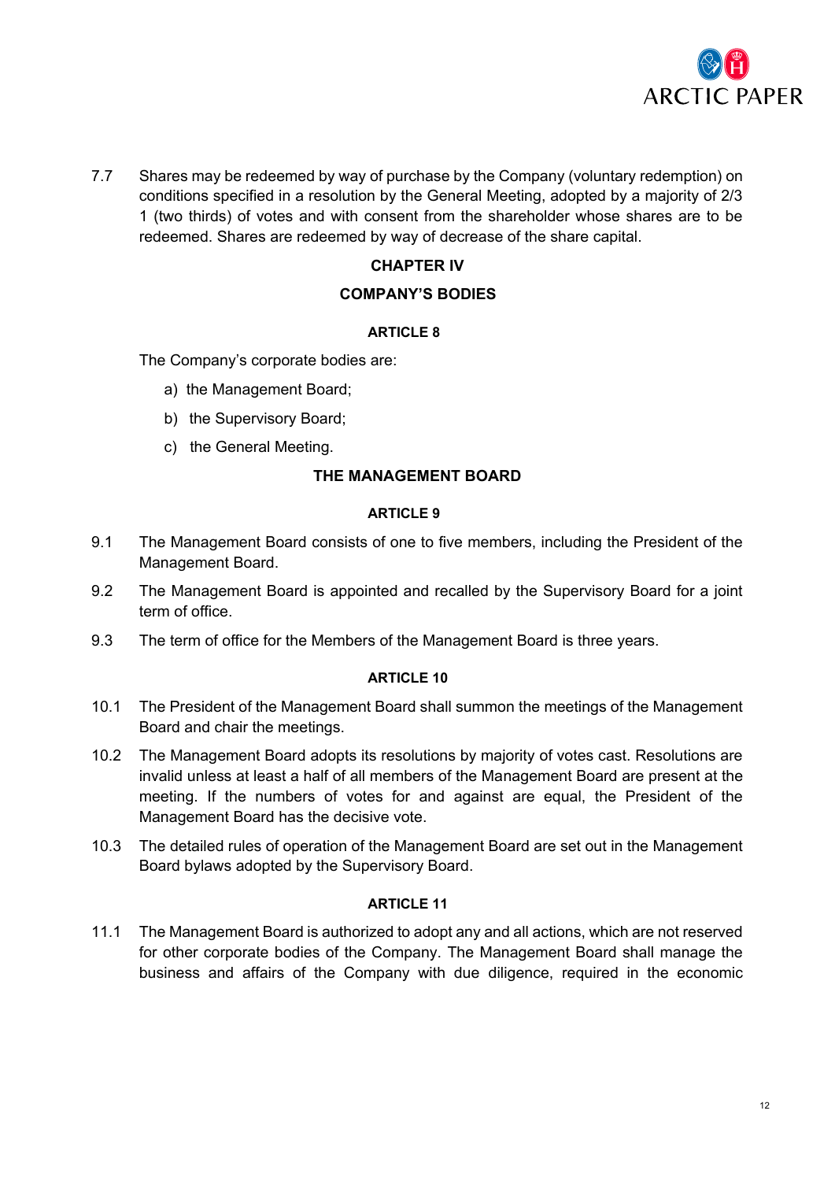7.7 Shares may be redeemed by way of purchase by the Company (voluntary redemption) on conditions specified in a resolution by the General Meeting, adopted by a majority of 2/3 1 (two thirds) of votes and with consent from the shareholder whose shares are to be redeemed. Shares are redeemed by way of decrease of the share capital.

## CHAPTER IV

## COMPANY'S BODIES

### ARTICLE 8

The Company's corporate bodies are:

a) the Management Board;

b) the Supervisory Board;

c) the General Meeting.

## THE MANAGEMENT BOARD

### ARTICLE 9

9.1 The Management Board consists of one to five members, including the President of the Management Board.

9.2 The Management Board is appointed and recalled by the Supervisory Board for a joint term of office.

9.3 The term of office for the Members of the Management Board is three years.

### ARTICLE 10

10.1 The President of the Management Board shall summon the meetings of the Management Board and chair the meetings.

10.2 The Management Board adopts its resolutions by majority of votes cast. Resolutions are invalid unless at least a half of all members of the Management Board are present at the meeting. If the numbers of votes for and against are equal, the President of the Management Board has the decisive vote.

10.3 The detailed rules of operation of the Management Board are set out in the Management Board bylaws adopted by the Supervisory Board.

### ARTICLE 11

11.1 The Management Board is authorized to adopt any and all actions, which are not reserved for other corporate bodies of the Company. The Management Board shall manage the business and affairs of the Company with due diligence, required in the economic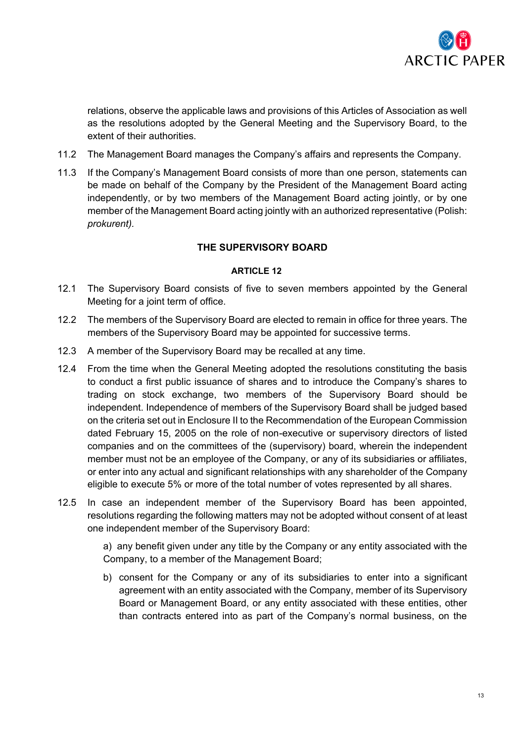relations, observe the applicable laws and provisions of this Articles of Association as well as the resolutions adopted by the General Meeting and the Supervisory Board, to the extent of their authorities.

11.2 The Management Board manages the Company's affairs and represents the Company.

11.3 If the Company's Management Board consists of more than one person, statements can be made on behalf of the Company by the President of the Management Board acting independently, or by two members of the Management Board acting jointly, or by one member of the Management Board acting jointly with an authorized representative (Polish: *prokurent).*

## THE SUPERVISORY BOARD

### ARTICLE 12

12.1 The Supervisory Board consists of five to seven members appointed by the General Meeting for a joint term of office.

12.2 The members of the Supervisory Board are elected to remain in office for three years. The members of the Supervisory Board may be appointed for successive terms.

12.3 A member of the Supervisory Board may be recalled at any time.

12.4 From the time when the General Meeting adopted the resolutions constituting the basis to conduct a first public issuance of shares and to introduce the Company's shares to trading on stock exchange, two members of the Supervisory Board should be independent. Independence of members of the Supervisory Board shall be judged based on the criteria set out in Enclosure II to the Recommendation of the European Commission dated February 15, 2005 on the role of non-executive or supervisory directors of listed companies and on the committees of the (supervisory) board, wherein the independent member must not be an employee of the Company, or any of its subsidiaries or affiliates, or enter into any actual and significant relationships with any shareholder of the Company eligible to execute 5% or more of the total number of votes represented by all shares.

12.5 In case an independent member of the Supervisory Board has been appointed, resolutions regarding the following matters may not be adopted without consent of at least one independent member of the Supervisory Board:

a) any benefit given under any title by the Company or any entity associated with the Company, to a member of the Management Board;

b) consent for the Company or any of its subsidiaries to enter into a significant agreement with an entity associated with the Company, member of its Supervisory Board or Management Board, or any entity associated with these entities, other than contracts entered into as part of the Company's normal business, on the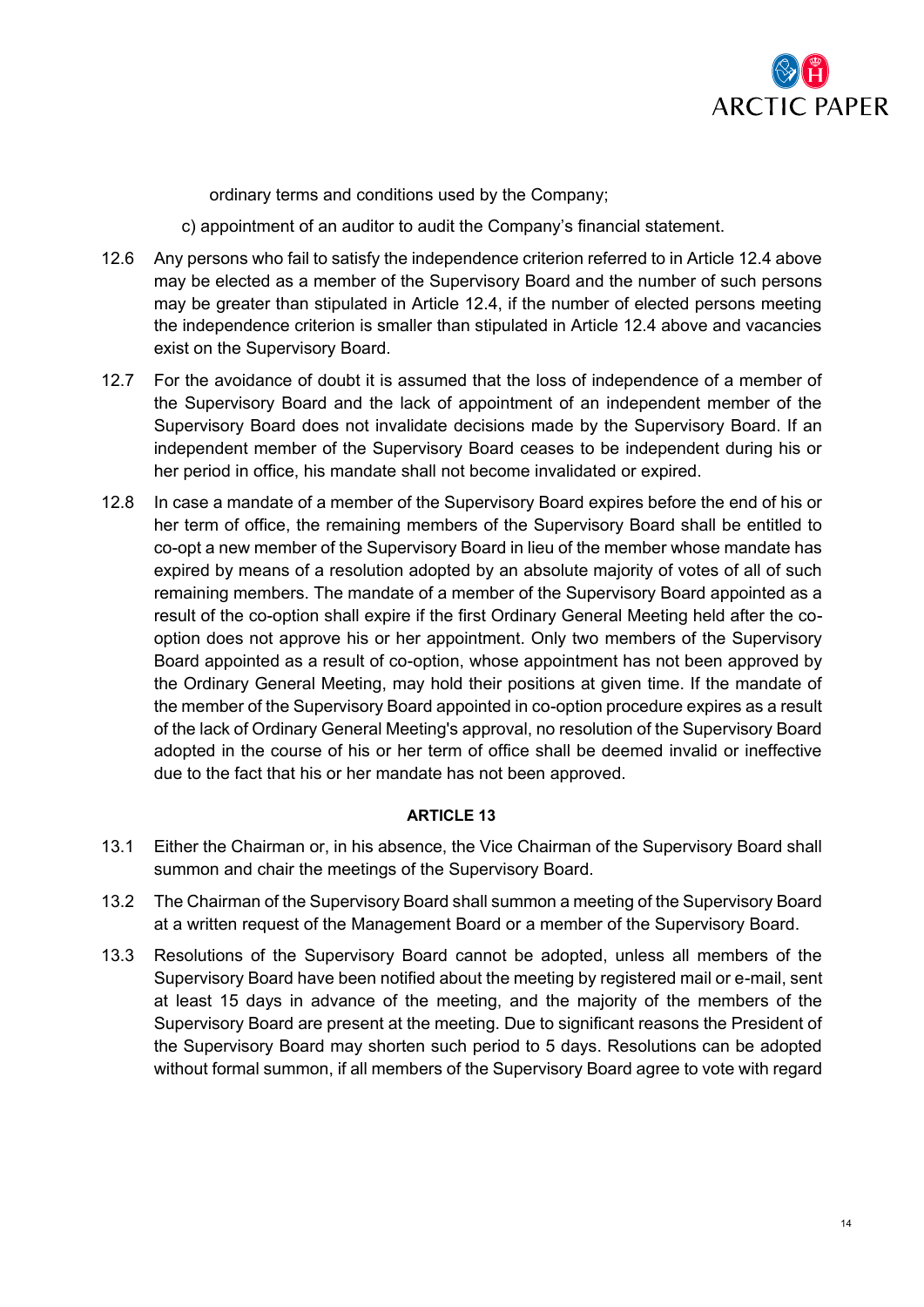ordinary terms and conditions used by the Company;

c) appointment of an auditor to audit the Company's financial statement.

12.6 Any persons who fail to satisfy the independence criterion referred to in Article 12.4 above may be elected as a member of the Supervisory Board and the number of such persons may be greater than stipulated in Article 12.4, if the number of elected persons meeting the independence criterion is smaller than stipulated in Article 12.4 above and vacancies exist on the Supervisory Board.

12.7 For the avoidance of doubt it is assumed that the loss of independence of a member of the Supervisory Board and the lack of appointment of an independent member of the Supervisory Board does not invalidate decisions made by the Supervisory Board. If an independent member of the Supervisory Board ceases to be independent during his or her period in office, his mandate shall not become invalidated or expired.

12.8 In case a mandate of a member of the Supervisory Board expires before the end of his or her term of office, the remaining members of the Supervisory Board shall be entitled to co-opt a new member of the Supervisory Board in lieu of the member whose mandate has expired by means of a resolution adopted by an absolute majority of votes of all of such remaining members. The mandate of a member of the Supervisory Board appointed as a result of the co-option shall expire if the first Ordinary General Meeting held after the co-option does not approve his or her appointment. Only two members of the Supervisory Board appointed as a result of co-option, whose appointment has not been approved by the Ordinary General Meeting, may hold their positions at given time. If the mandate of the member of the Supervisory Board appointed in co-option procedure expires as a result of the lack of Ordinary General Meeting's approval, no resolution of the Supervisory Board adopted in the course of his or her term of office shall be deemed invalid or ineffective due to the fact that his or her mandate has not been approved.

**ARTICLE 13**

13.1 Either the Chairman or, in his absence, the Vice Chairman of the Supervisory Board shall summon and chair the meetings of the Supervisory Board.

13.2 The Chairman of the Supervisory Board shall summon a meeting of the Supervisory Board at a written request of the Management Board or a member of the Supervisory Board.

13.3 Resolutions of the Supervisory Board cannot be adopted, unless all members of the Supervisory Board have been notified about the meeting by registered mail or e-mail, sent at least 15 days in advance of the meeting, and the majority of the members of the Supervisory Board are present at the meeting. Due to significant reasons the President of the Supervisory Board may shorten such period to 5 days. Resolutions can be adopted without formal summon, if all members of the Supervisory Board agree to vote with regard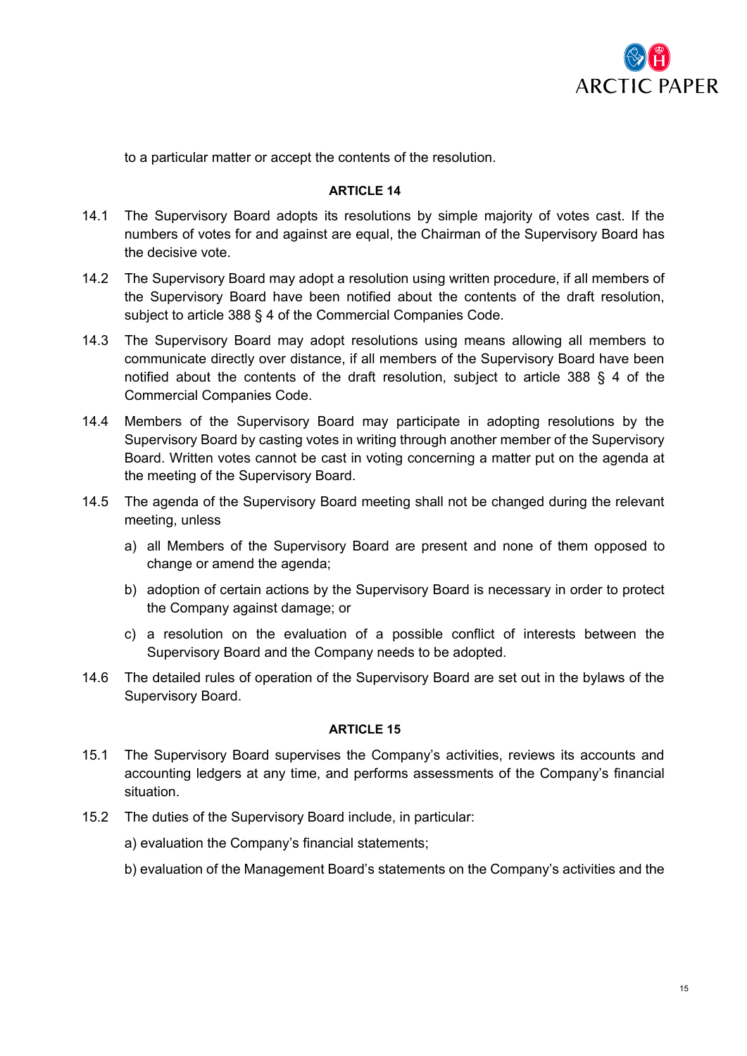to a particular matter or accept the contents of the resolution.

**ARTICLE 14**

14.1 The Supervisory Board adopts its resolutions by simple majority of votes cast. If the numbers of votes for and against are equal, the Chairman of the Supervisory Board has the decisive vote.

14.2 The Supervisory Board may adopt a resolution using written procedure, if all members of the Supervisory Board have been notified about the contents of the draft resolution, subject to article 388 § 4 of the Commercial Companies Code.

14.3 The Supervisory Board may adopt resolutions using means allowing all members to communicate directly over distance, if all members of the Supervisory Board have been notified about the contents of the draft resolution, subject to article 388 § 4 of the Commercial Companies Code.

14.4 Members of the Supervisory Board may participate in adopting resolutions by the Supervisory Board by casting votes in writing through another member of the Supervisory Board. Written votes cannot be cast in voting concerning a matter put on the agenda at the meeting of the Supervisory Board.

14.5 The agenda of the Supervisory Board meeting shall not be changed during the relevant meeting, unless

a) all Members of the Supervisory Board are present and none of them opposed to change or amend the agenda;

b) adoption of certain actions by the Supervisory Board is necessary in order to protect the Company against damage; or

c) a resolution on the evaluation of a possible conflict of interests between the Supervisory Board and the Company needs to be adopted.

14.6 The detailed rules of operation of the Supervisory Board are set out in the bylaws of the Supervisory Board.

**ARTICLE 15**

15.1 The Supervisory Board supervises the Company's activities, reviews its accounts and accounting ledgers at any time, and performs assessments of the Company's financial situation.

15.2 The duties of the Supervisory Board include, in particular:

a) evaluation the Company's financial statements;

b) evaluation of the Management Board's statements on the Company's activities and the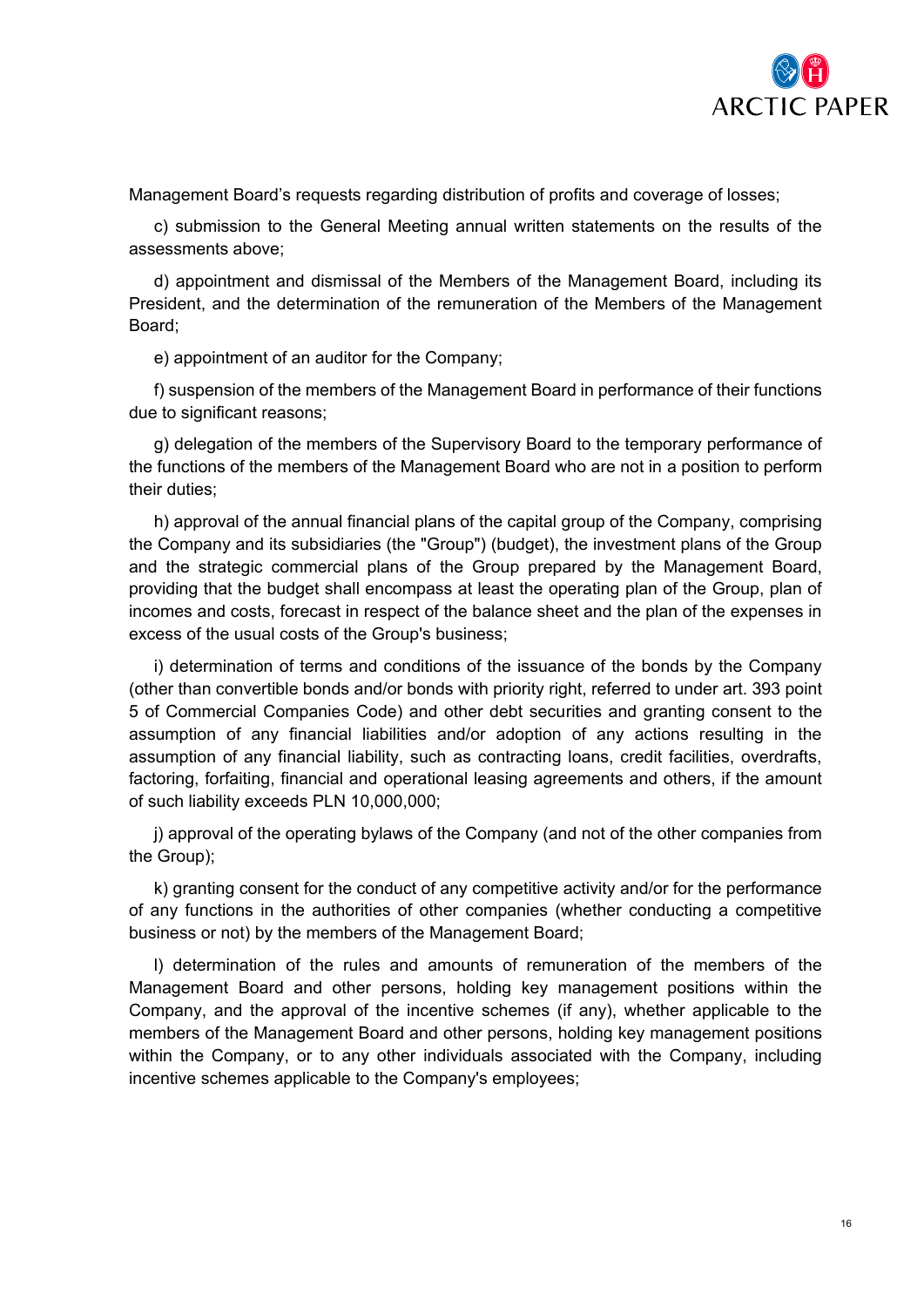Management Board's requests regarding distribution of profits and coverage of losses;

c) submission to the General Meeting annual written statements on the results of the assessments above;

d) appointment and dismissal of the Members of the Management Board, including its President, and the determination of the remuneration of the Members of the Management Board;

e) appointment of an auditor for the Company;

f) suspension of the members of the Management Board in performance of their functions due to significant reasons;

g) delegation of the members of the Supervisory Board to the temporary performance of the functions of the members of the Management Board who are not in a position to perform their duties;

h) approval of the annual financial plans of the capital group of the Company, comprising the Company and its subsidiaries (the "Group") (budget), the investment plans of the Group and the strategic commercial plans of the Group prepared by the Management Board, providing that the budget shall encompass at least the operating plan of the Group, plan of incomes and costs, forecast in respect of the balance sheet and the plan of the expenses in excess of the usual costs of the Group's business;

i) determination of terms and conditions of the issuance of the bonds by the Company (other than convertible bonds and/or bonds with priority right, referred to under art. 393 point 5 of Commercial Companies Code) and other debt securities and granting consent to the assumption of any financial liabilities and/or adoption of any actions resulting in the assumption of any financial liability, such as contracting loans, credit facilities, overdrafts, factoring, forfaiting, financial and operational leasing agreements and others, if the amount of such liability exceeds PLN 10,000,000;

j) approval of the operating bylaws of the Company (and not of the other companies from the Group);

k) granting consent for the conduct of any competitive activity and/or for the performance of any functions in the authorities of other companies (whether conducting a competitive business or not) by the members of the Management Board;

l) determination of the rules and amounts of remuneration of the members of the Management Board and other persons, holding key management positions within the Company, and the approval of the incentive schemes (if any), whether applicable to the members of the Management Board and other persons, holding key management positions within the Company, or to any other individuals associated with the Company, including incentive schemes applicable to the Company's employees;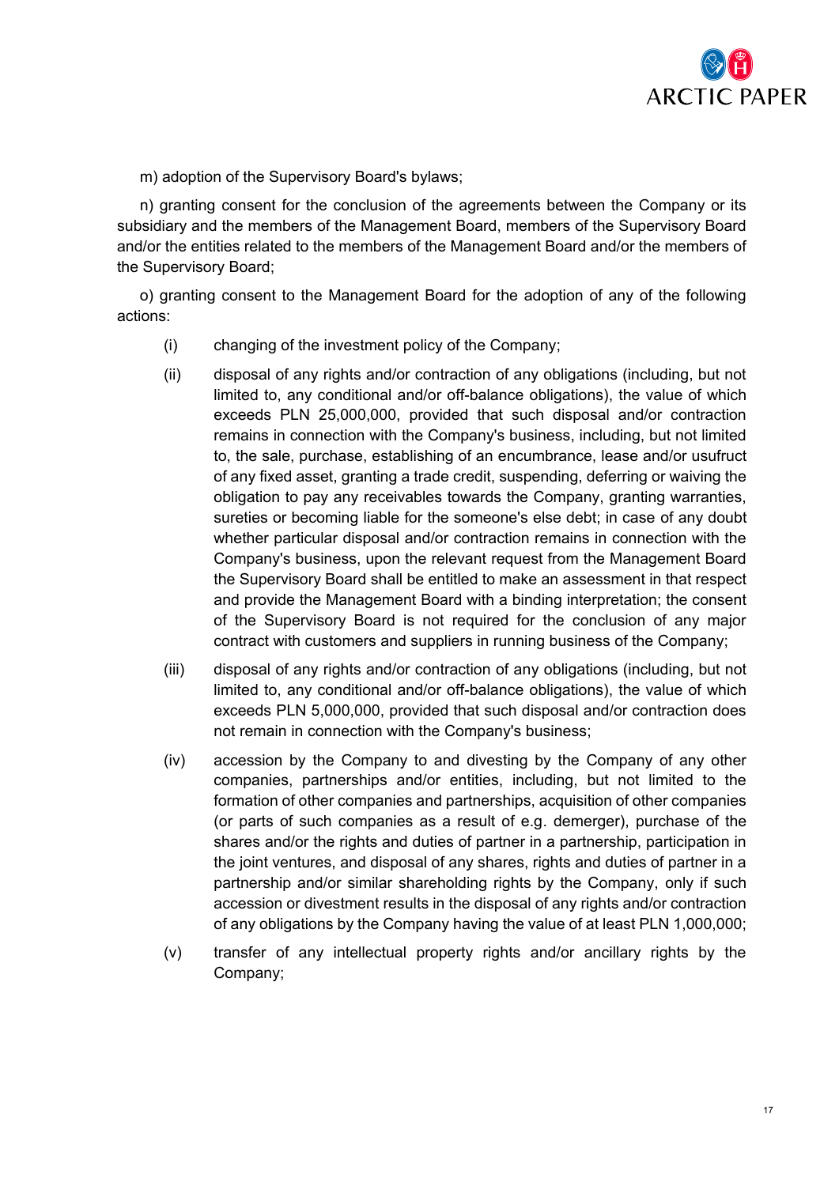m) adoption of the Supervisory Board's bylaws;

n) granting consent for the conclusion of the agreements between the Company or its subsidiary and the members of the Management Board, members of the Supervisory Board and/or the entities related to the members of the Management Board and/or the members of the Supervisory Board;

o) granting consent to the Management Board for the adoption of any of the following actions:

(i) changing of the investment policy of the Company;

(ii) disposal of any rights and/or contraction of any obligations (including, but not limited to, any conditional and/or off-balance obligations), the value of which exceeds PLN 25,000,000, provided that such disposal and/or contraction remains in connection with the Company's business, including, but not limited to, the sale, purchase, establishing of an encumbrance, lease and/or usufruct of any fixed asset, granting a trade credit, suspending, deferring or waiving the obligation to pay any receivables towards the Company, granting warranties, sureties or becoming liable for the someone's else debt; in case of any doubt whether particular disposal and/or contraction remains in connection with the Company's business, upon the relevant request from the Management Board the Supervisory Board shall be entitled to make an assessment in that respect and provide the Management Board with a binding interpretation; the consent of the Supervisory Board is not required for the conclusion of any major contract with customers and suppliers in running business of the Company;

(iii) disposal of any rights and/or contraction of any obligations (including, but not limited to, any conditional and/or off-balance obligations), the value of which exceeds PLN 5,000,000, provided that such disposal and/or contraction does not remain in connection with the Company's business;

(iv) accession by the Company to and divesting by the Company of any other companies, partnerships and/or entities, including, but not limited to the formation of other companies and partnerships, acquisition of other companies (or parts of such companies as a result of e.g. demerger), purchase of the shares and/or the rights and duties of partner in a partnership, participation in the joint ventures, and disposal of any shares, rights and duties of partner in a partnership and/or similar shareholding rights by the Company, only if such accession or divestment results in the disposal of any rights and/or contraction of any obligations by the Company having the value of at least PLN 1,000,000;

(v) transfer of any intellectual property rights and/or ancillary rights by the Company;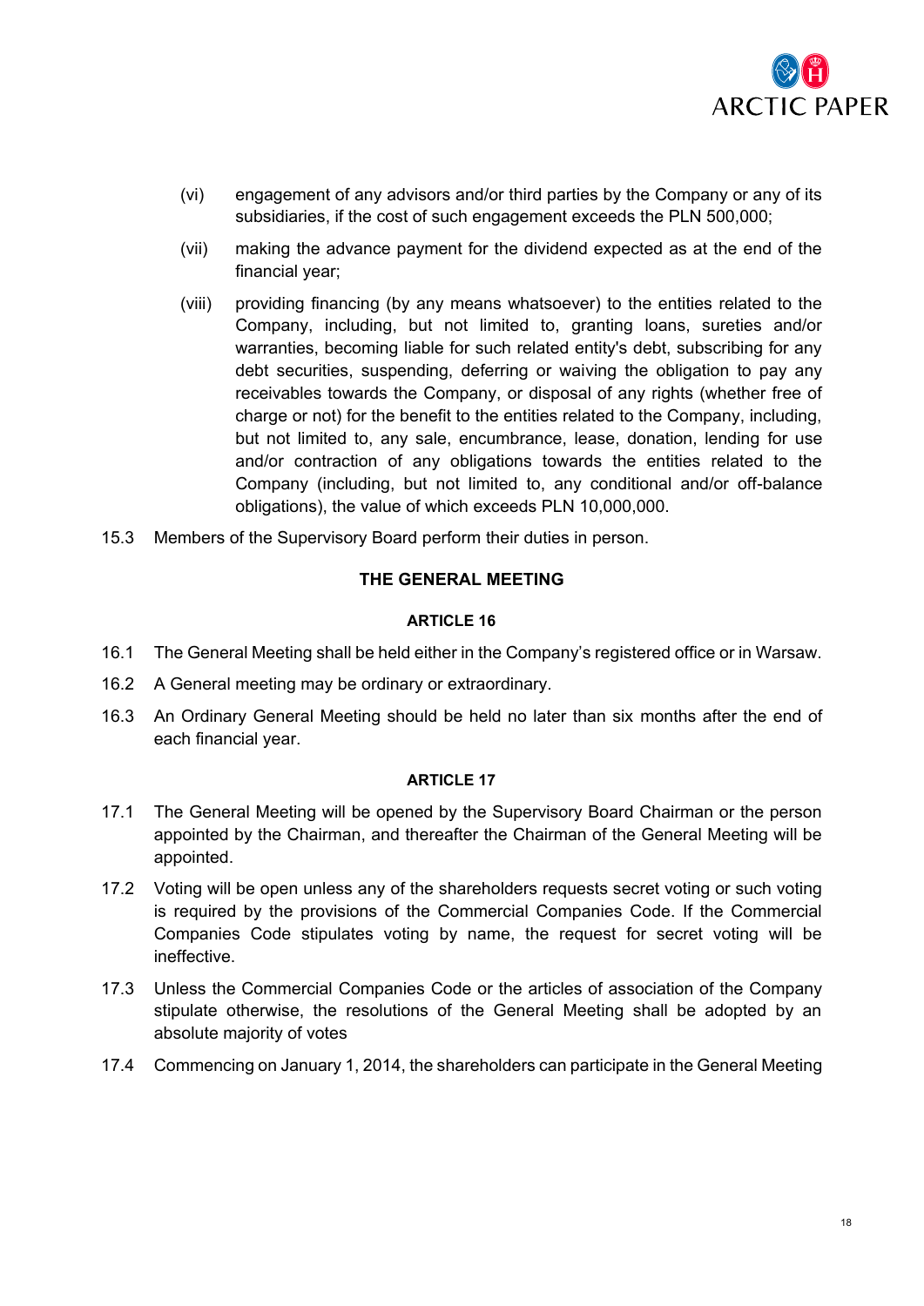(vi) engagement of any advisors and/or third parties by the Company or any of its subsidiaries, if the cost of such engagement exceeds the PLN 500,000;

(vii) making the advance payment for the dividend expected as at the end of the financial year;

(viii) providing financing (by any means whatsoever) to the entities related to the Company, including, but not limited to, granting loans, sureties and/or warranties, becoming liable for such related entity's debt, subscribing for any debt securities, suspending, deferring or waiving the obligation to pay any receivables towards the Company, or disposal of any rights (whether free of charge or not) for the benefit to the entities related to the Company, including, but not limited to, any sale, encumbrance, lease, donation, lending for use and/or contraction of any obligations towards the entities related to the Company (including, but not limited to, any conditional and/or off-balance obligations), the value of which exceeds PLN 10,000,000.

15.3 Members of the Supervisory Board perform their duties in person.

## THE GENERAL MEETING

### ARTICLE 16

16.1 The General Meeting shall be held either in the Company's registered office or in Warsaw.

16.2 A General meeting may be ordinary or extraordinary.

16.3 An Ordinary General Meeting should be held no later than six months after the end of each financial year.

### ARTICLE 17

17.1 The General Meeting will be opened by the Supervisory Board Chairman or the person appointed by the Chairman, and thereafter the Chairman of the General Meeting will be appointed.

17.2 Voting will be open unless any of the shareholders requests secret voting or such voting is required by the provisions of the Commercial Companies Code. If the Commercial Companies Code stipulates voting by name, the request for secret voting will be ineffective.

17.3 Unless the Commercial Companies Code or the articles of association of the Company stipulate otherwise, the resolutions of the General Meeting shall be adopted by an absolute majority of votes

17.4 Commencing on January 1, 2014, the shareholders can participate in the General Meeting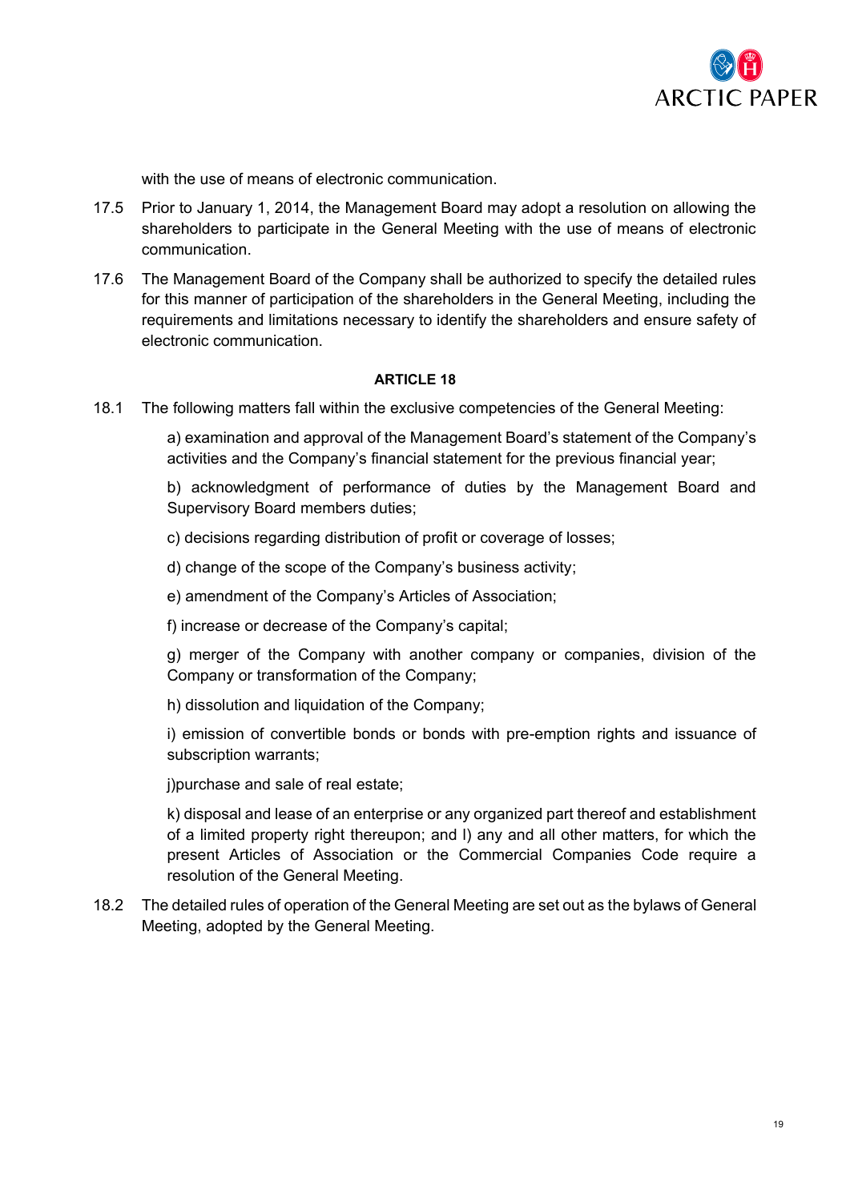with the use of means of electronic communication.

17.5 Prior to January 1, 2014, the Management Board may adopt a resolution on allowing the shareholders to participate in the General Meeting with the use of means of electronic communication.

17.6 The Management Board of the Company shall be authorized to specify the detailed rules for this manner of participation of the shareholders in the General Meeting, including the requirements and limitations necessary to identify the shareholders and ensure safety of electronic communication.

**ARTICLE 18**

18.1 The following matters fall within the exclusive competencies of the General Meeting:

a) examination and approval of the Management Board's statement of the Company's activities and the Company's financial statement for the previous financial year;

b) acknowledgment of performance of duties by the Management Board and Supervisory Board members duties;

c) decisions regarding distribution of profit or coverage of losses;

d) change of the scope of the Company's business activity;

e) amendment of the Company's Articles of Association;

f) increase or decrease of the Company's capital;

g) merger of the Company with another company or companies, division of the Company or transformation of the Company;

h) dissolution and liquidation of the Company;

i) emission of convertible bonds or bonds with pre-emption rights and issuance of subscription warrants;

j)purchase and sale of real estate;

k) disposal and lease of an enterprise or any organized part thereof and establishment of a limited property right thereupon; and l) any and all other matters, for which the present Articles of Association or the Commercial Companies Code require a resolution of the General Meeting.

18.2 The detailed rules of operation of the General Meeting are set out as the bylaws of General Meeting, adopted by the General Meeting.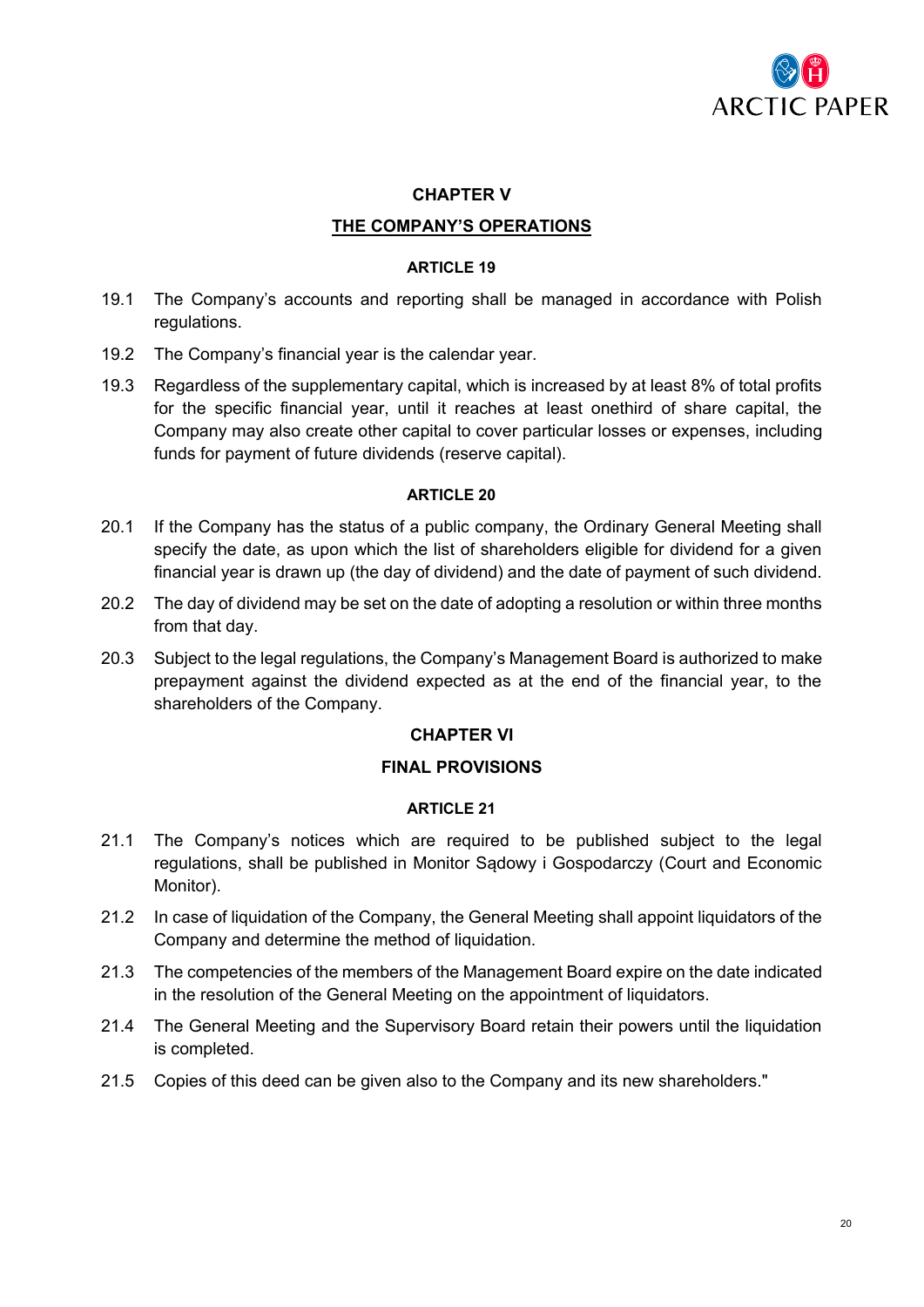## CHAPTER V

## THE COMPANY'S OPERATIONS

### ARTICLE 19

19.1 The Company's accounts and reporting shall be managed in accordance with Polish regulations.

19.2 The Company's financial year is the calendar year.

19.3 Regardless of the supplementary capital, which is increased by at least 8% of total profits for the specific financial year, until it reaches at least onethird of share capital, the Company may also create other capital to cover particular losses or expenses, including funds for payment of future dividends (reserve capital).

### ARTICLE 20

20.1 If the Company has the status of a public company, the Ordinary General Meeting shall specify the date, as upon which the list of shareholders eligible for dividend for a given financial year is drawn up (the day of dividend) and the date of payment of such dividend.

20.2 The day of dividend may be set on the date of adopting a resolution or within three months from that day.

20.3 Subject to the legal regulations, the Company's Management Board is authorized to make prepayment against the dividend expected as at the end of the financial year, to the shareholders of the Company.

## CHAPTER VI

## FINAL PROVISIONS

### ARTICLE 21

21.1 The Company's notices which are required to be published subject to the legal regulations, shall be published in Monitor Sądowy i Gospodarczy (Court and Economic Monitor).

21.2 In case of liquidation of the Company, the General Meeting shall appoint liquidators of the Company and determine the method of liquidation.

21.3 The competencies of the members of the Management Board expire on the date indicated in the resolution of the General Meeting on the appointment of liquidators.

21.4 The General Meeting and the Supervisory Board retain their powers until the liquidation is completed.

21.5 Copies of this deed can be given also to the Company and its new shareholders."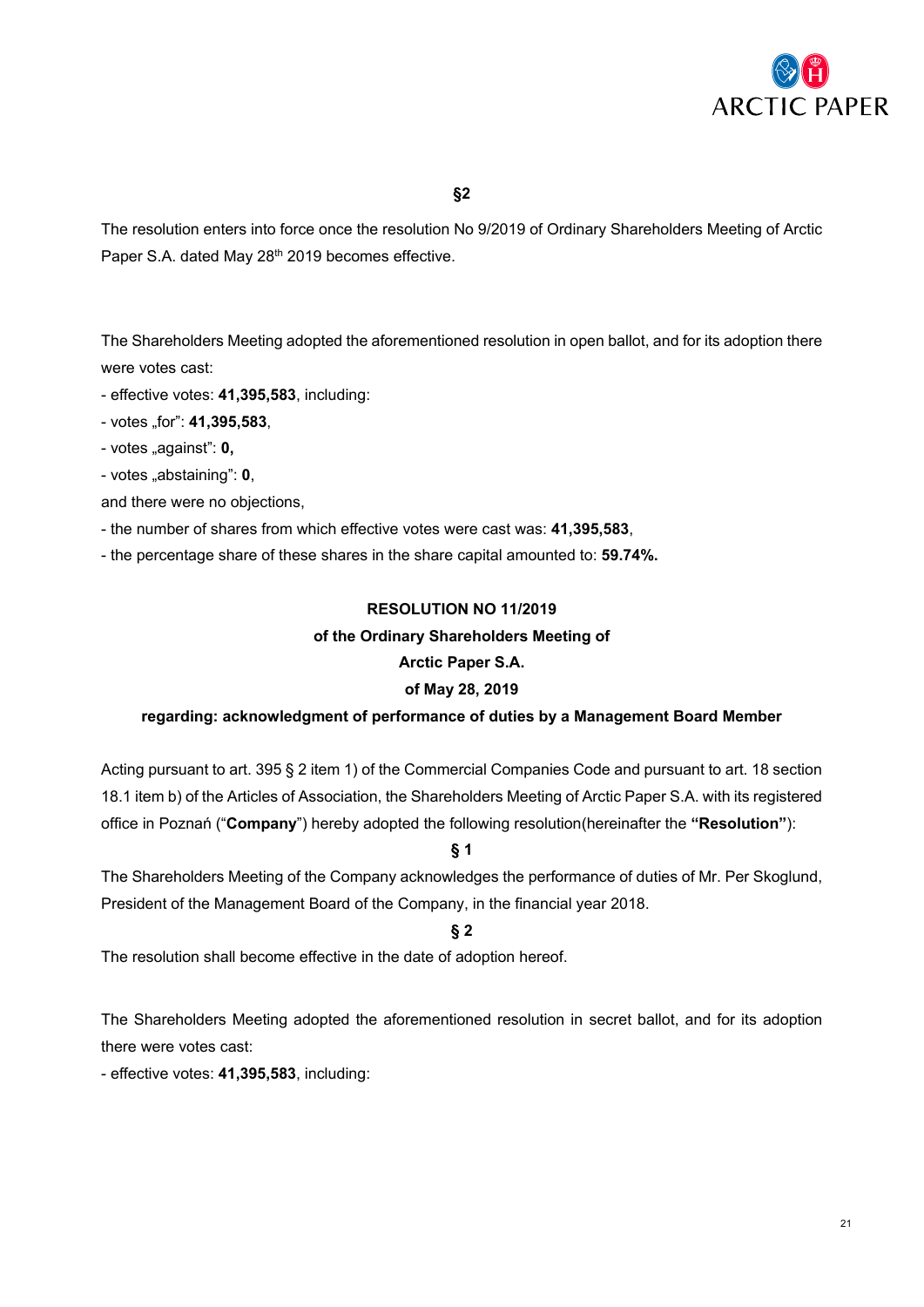**§2**

The resolution enters into force once the resolution No 9/2019 of Ordinary Shareholders Meeting of Arctic Paper S.A. dated May 28th 2019 becomes effective.

The Shareholders Meeting adopted the aforementioned resolution in open ballot, and for its adoption there were votes cast:

- effective votes: **41,395,583**, including:
- votes „for": **41,395,583**,
- votes „against": **0,**
- votes „abstaining": **0**,

and there were no objections,

- the number of shares from which effective votes were cast was: **41,395,583**,
- the percentage share of these shares in the share capital amounted to: **59.74%.**

**RESOLUTION NO 11/2019**
**of the Ordinary Shareholders Meeting of**
**Arctic Paper S.A.**
**of May 28, 2019**
**regarding: acknowledgment of performance of duties by a Management Board Member**

Acting pursuant to art. 395 § 2 item 1) of the Commercial Companies Code and pursuant to art. 18 section 18.1 item b) of the Articles of Association, the Shareholders Meeting of Arctic Paper S.A. with its registered office in Poznań ("**Company**") hereby adopted the following resolution(hereinafter the **"Resolution"**):

**§ 1**

The Shareholders Meeting of the Company acknowledges the performance of duties of Mr. Per Skoglund, President of the Management Board of the Company, in the financial year 2018.

**§ 2**

The resolution shall become effective in the date of adoption hereof.

The Shareholders Meeting adopted the aforementioned resolution in secret ballot, and for its adoption there were votes cast:

- effective votes: **41,395,583**, including: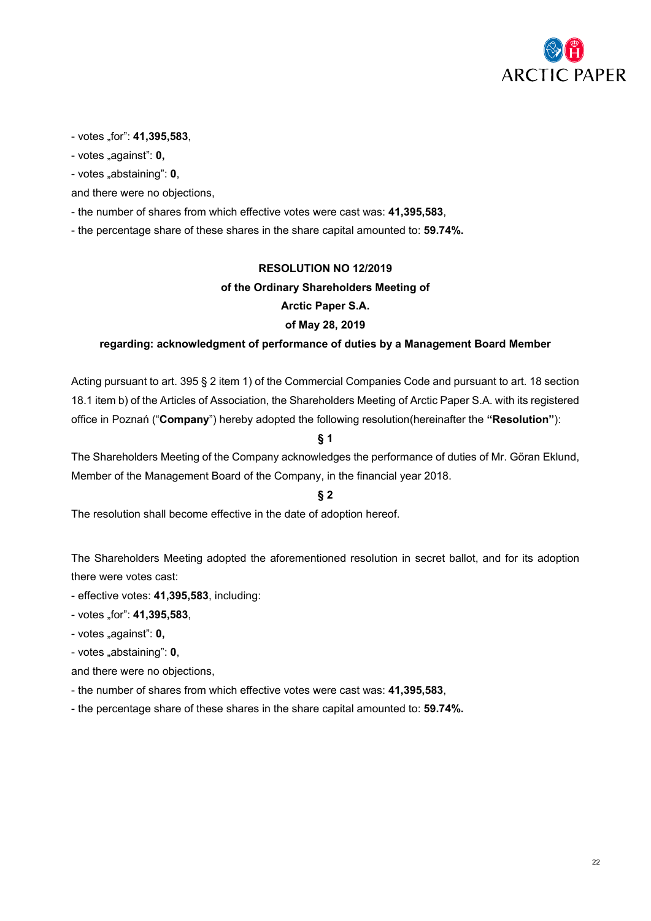- votes „for": **41,395,583**,

- votes „against": **0,**

- votes „abstaining": **0**,

and there were no objections,

- the number of shares from which effective votes were cast was: **41,395,583**,

- the percentage share of these shares in the share capital amounted to: **59.74%.**

**RESOLUTION NO 12/2019**

**of the Ordinary Shareholders Meeting of**

**Arctic Paper S.A.**

**of May 28, 2019**

**regarding: acknowledgment of performance of duties by a Management Board Member**

Acting pursuant to art. 395 § 2 item 1) of the Commercial Companies Code and pursuant to art. 18 section 18.1 item b) of the Articles of Association, the Shareholders Meeting of Arctic Paper S.A. with its registered office in Poznań ("**Company**") hereby adopted the following resolution(hereinafter the **"Resolution"**):

**§ 1**

The Shareholders Meeting of the Company acknowledges the performance of duties of Mr. Göran Eklund, Member of the Management Board of the Company, in the financial year 2018.

**§ 2**

The resolution shall become effective in the date of adoption hereof.

The Shareholders Meeting adopted the aforementioned resolution in secret ballot, and for its adoption there were votes cast:

- effective votes: **41,395,583**, including:

- votes „for": **41,395,583**,

- votes „against": **0,**

- votes „abstaining": **0**,

and there were no objections,

- the number of shares from which effective votes were cast was: **41,395,583**,

- the percentage share of these shares in the share capital amounted to: **59.74%.**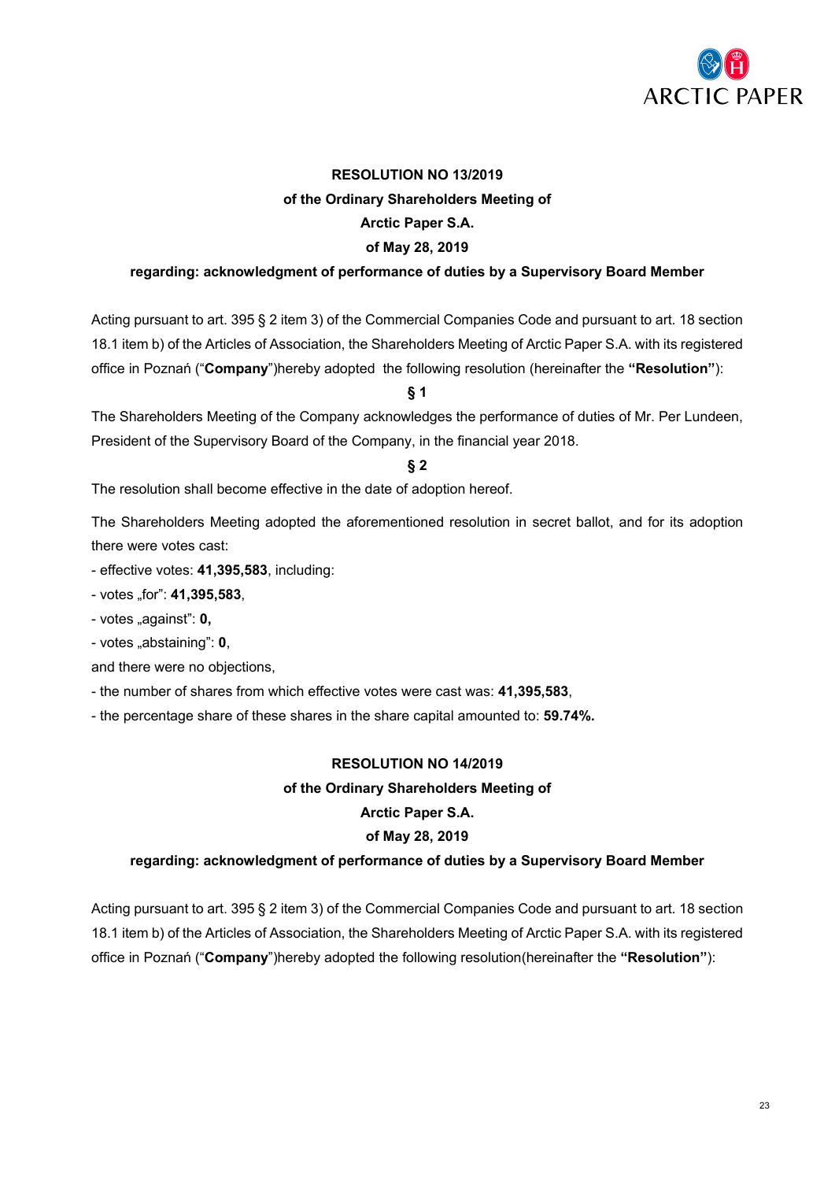**RESOLUTION NO 13/2019**

**of the Ordinary Shareholders Meeting of**

**Arctic Paper S.A.**

**of May 28, 2019**

**regarding: acknowledgment of performance of duties by a Supervisory Board Member**

Acting pursuant to art. 395 § 2 item 3) of the Commercial Companies Code and pursuant to art. 18 section 18.1 item b) of the Articles of Association, the Shareholders Meeting of Arctic Paper S.A. with its registered office in Poznań ("**Company**")hereby adopted the following resolution (hereinafter the **"Resolution"**):

**§ 1**

The Shareholders Meeting of the Company acknowledges the performance of duties of Mr. Per Lundeen, President of the Supervisory Board of the Company, in the financial year 2018.

**§ 2**

The resolution shall become effective in the date of adoption hereof.

The Shareholders Meeting adopted the aforementioned resolution in secret ballot, and for its adoption there were votes cast:

- effective votes: **41,395,583**, including:
- votes „for": **41,395,583**,
- votes „against": **0,**
- votes „abstaining": **0**,

and there were no objections,

- the number of shares from which effective votes were cast was: **41,395,583**,
- the percentage share of these shares in the share capital amounted to: **59.74%.**

**RESOLUTION NO 14/2019**

**of the Ordinary Shareholders Meeting of**

**Arctic Paper S.A.**

**of May 28, 2019**

**regarding: acknowledgment of performance of duties by a Supervisory Board Member**

Acting pursuant to art. 395 § 2 item 3) of the Commercial Companies Code and pursuant to art. 18 section 18.1 item b) of the Articles of Association, the Shareholders Meeting of Arctic Paper S.A. with its registered office in Poznań ("**Company**")hereby adopted the following resolution(hereinafter the **"Resolution"**):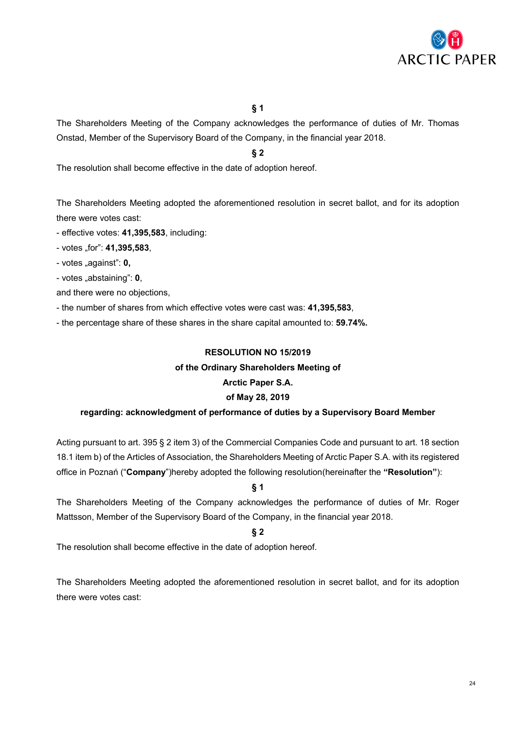**§ 1**

The Shareholders Meeting of the Company acknowledges the performance of duties of Mr. Thomas Onstad, Member of the Supervisory Board of the Company, in the financial year 2018.

**§ 2**

The resolution shall become effective in the date of adoption hereof.

The Shareholders Meeting adopted the aforementioned resolution in secret ballot, and for its adoption there were votes cast:

- effective votes: **41,395,583**, including:
- votes „for": **41,395,583**,
- votes „against": **0,**
- votes „abstaining": **0**,

and there were no objections,

- the number of shares from which effective votes were cast was: **41,395,583**,
- the percentage share of these shares in the share capital amounted to: **59.74%.**

**RESOLUTION NO 15/2019**
**of the Ordinary Shareholders Meeting of**
**Arctic Paper S.A.**
**of May 28, 2019**
**regarding: acknowledgment of performance of duties by a Supervisory Board Member**

Acting pursuant to art. 395 § 2 item 3) of the Commercial Companies Code and pursuant to art. 18 section 18.1 item b) of the Articles of Association, the Shareholders Meeting of Arctic Paper S.A. with its registered office in Poznań ("**Company**")hereby adopted the following resolution(hereinafter the **"Resolution"**):

**§ 1**

The Shareholders Meeting of the Company acknowledges the performance of duties of Mr. Roger Mattsson, Member of the Supervisory Board of the Company, in the financial year 2018.

**§ 2**

The resolution shall become effective in the date of adoption hereof.

The Shareholders Meeting adopted the aforementioned resolution in secret ballot, and for its adoption there were votes cast: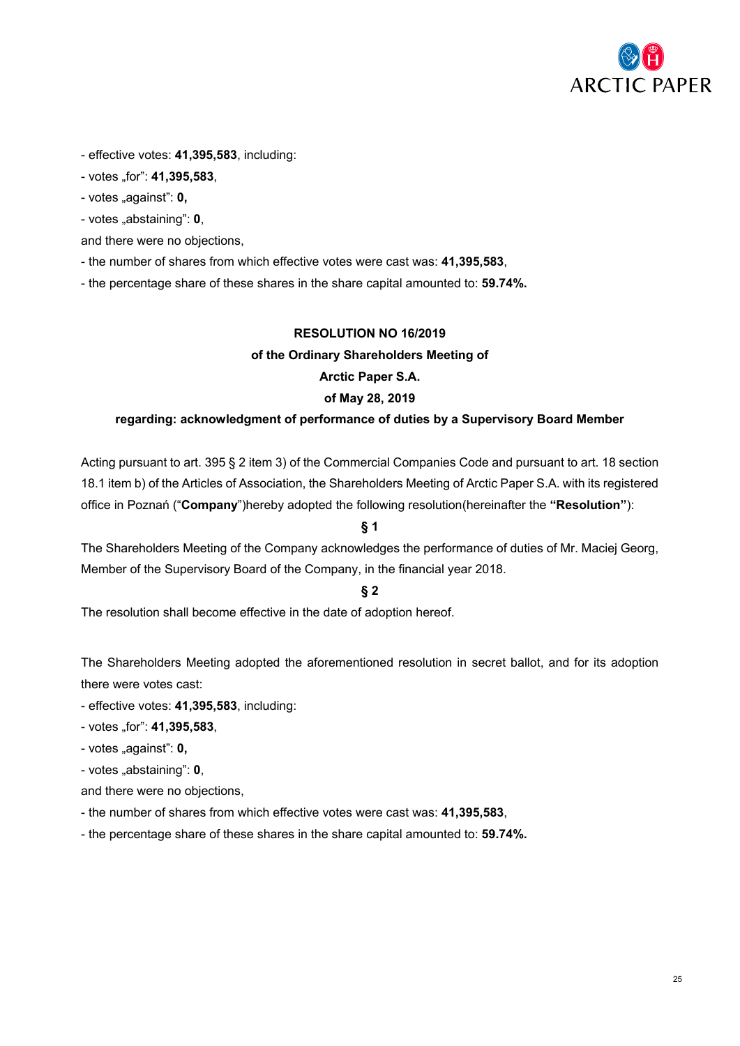- effective votes: **41,395,583**, including:

- votes „for": **41,395,583**,

- votes „against": **0,**

- votes „abstaining": **0**,

and there were no objections,

- the number of shares from which effective votes were cast was: **41,395,583**,

- the percentage share of these shares in the share capital amounted to: **59.74%.**

**RESOLUTION NO 16/2019**

**of the Ordinary Shareholders Meeting of**

**Arctic Paper S.A.**

**of May 28, 2019**

**regarding: acknowledgment of performance of duties by a Supervisory Board Member**

Acting pursuant to art. 395 § 2 item 3) of the Commercial Companies Code and pursuant to art. 18 section 18.1 item b) of the Articles of Association, the Shareholders Meeting of Arctic Paper S.A. with its registered office in Poznań ("**Company**")hereby adopted the following resolution(hereinafter the **"Resolution"**):

**§ 1**

The Shareholders Meeting of the Company acknowledges the performance of duties of Mr. Maciej Georg, Member of the Supervisory Board of the Company, in the financial year 2018.

**§ 2**

The resolution shall become effective in the date of adoption hereof.

The Shareholders Meeting adopted the aforementioned resolution in secret ballot, and for its adoption there were votes cast:

- effective votes: **41,395,583**, including:

- votes „for": **41,395,583**,

- votes „against": **0,**

- votes „abstaining": **0**,

and there were no objections,

- the number of shares from which effective votes were cast was: **41,395,583**,

- the percentage share of these shares in the share capital amounted to: **59.74%.**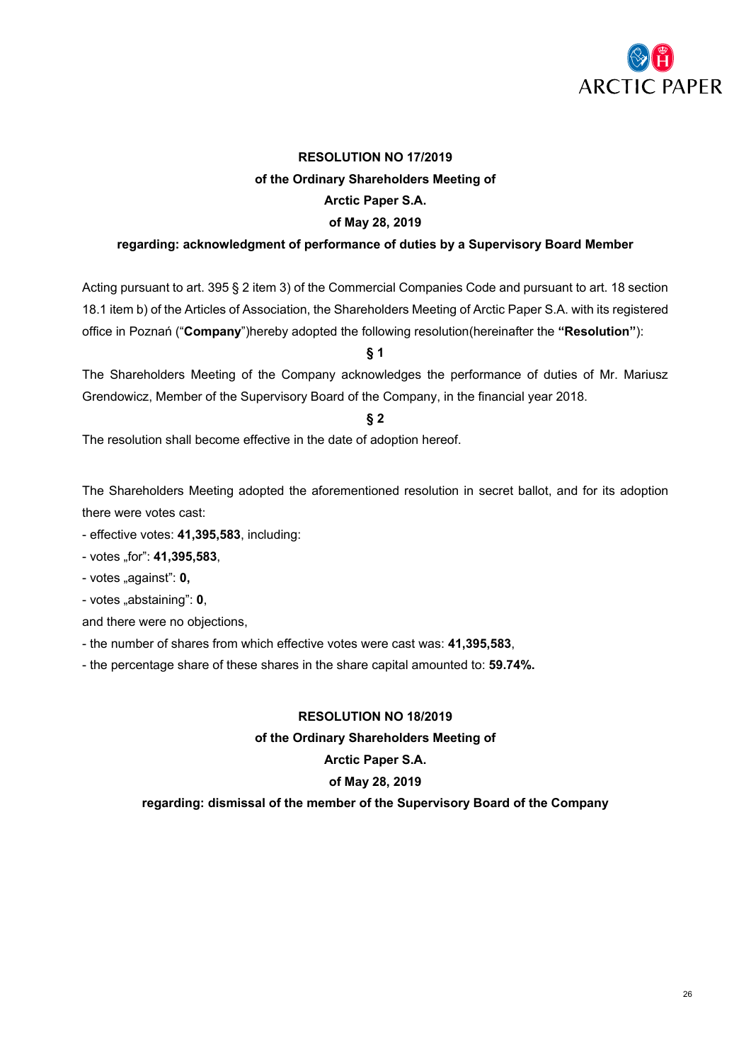**RESOLUTION NO 17/2019**

**of the Ordinary Shareholders Meeting of**

**Arctic Paper S.A.**

**of May 28, 2019**

**regarding: acknowledgment of performance of duties by a Supervisory Board Member**

Acting pursuant to art. 395 § 2 item 3) of the Commercial Companies Code and pursuant to art. 18 section 18.1 item b) of the Articles of Association, the Shareholders Meeting of Arctic Paper S.A. with its registered office in Poznań ("**Company**")hereby adopted the following resolution(hereinafter the **"Resolution"**):

**§ 1**

The Shareholders Meeting of the Company acknowledges the performance of duties of Mr. Mariusz Grendowicz, Member of the Supervisory Board of the Company, in the financial year 2018.

**§ 2**

The resolution shall become effective in the date of adoption hereof.

The Shareholders Meeting adopted the aforementioned resolution in secret ballot, and for its adoption there were votes cast:

- effective votes: **41,395,583**, including:
- votes „for": **41,395,583**,
- votes „against": **0,**
- votes „abstaining": **0**,

and there were no objections,

- the number of shares from which effective votes were cast was: **41,395,583**,
- the percentage share of these shares in the share capital amounted to: **59.74%.**

**RESOLUTION NO 18/2019**

**of the Ordinary Shareholders Meeting of**

**Arctic Paper S.A.**

**of May 28, 2019**

**regarding: dismissal of the member of the Supervisory Board of the Company**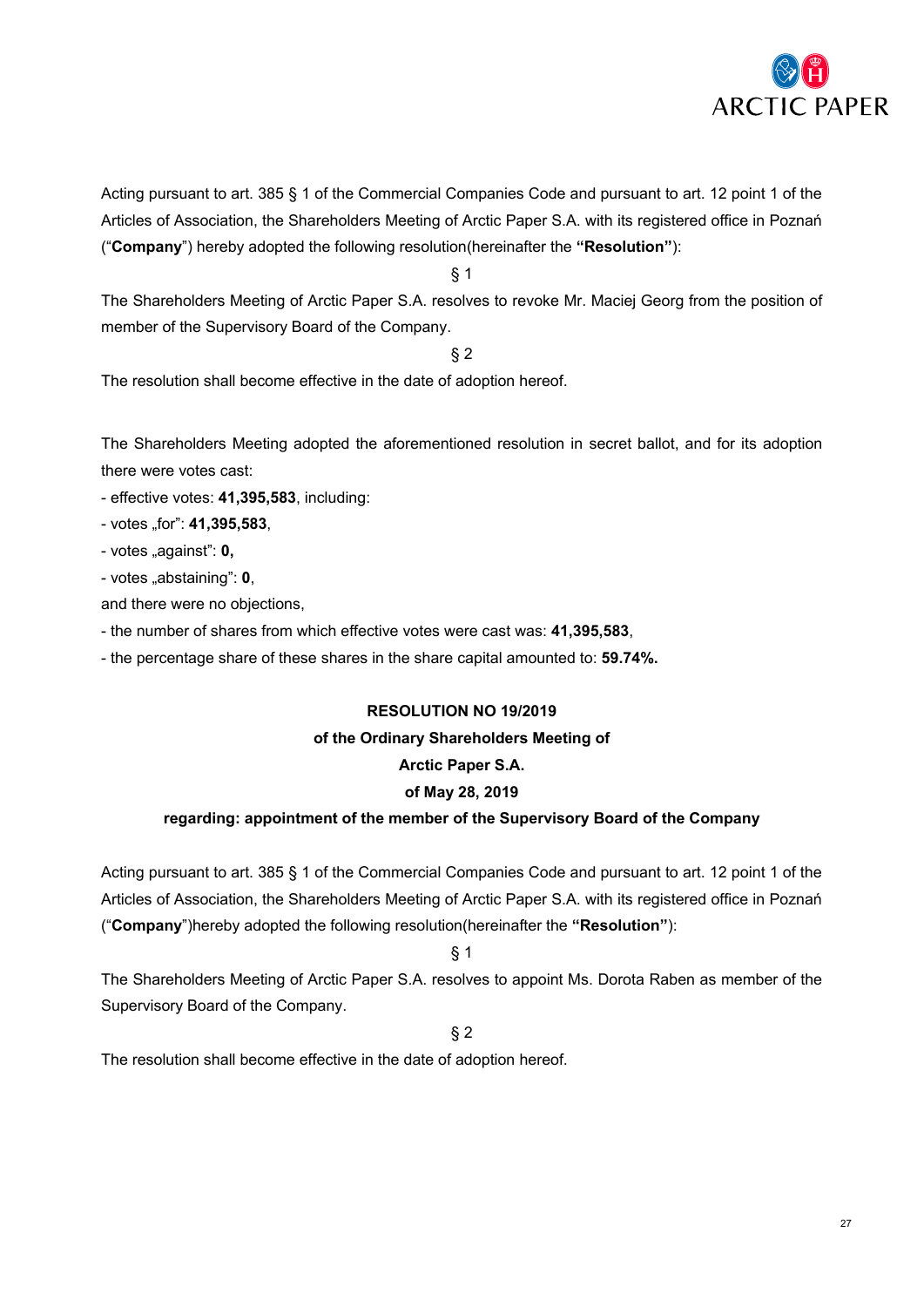Acting pursuant to art. 385 § 1 of the Commercial Companies Code and pursuant to art. 12 point 1 of the Articles of Association, the Shareholders Meeting of Arctic Paper S.A. with its registered office in Poznań ("**Company**") hereby adopted the following resolution(hereinafter the **"Resolution"**):

§ 1

The Shareholders Meeting of Arctic Paper S.A. resolves to revoke Mr. Maciej Georg from the position of member of the Supervisory Board of the Company.

§ 2

The resolution shall become effective in the date of adoption hereof.

The Shareholders Meeting adopted the aforementioned resolution in secret ballot, and for its adoption there were votes cast:

- effective votes: **41,395,583**, including:
- votes „for": **41,395,583**,
- votes „against": **0,**
- votes „abstaining": **0**,

and there were no objections,

- the number of shares from which effective votes were cast was: **41,395,583**,
- the percentage share of these shares in the share capital amounted to: **59.74%.**

**RESOLUTION NO 19/2019**

**of the Ordinary Shareholders Meeting of**

**Arctic Paper S.A.**

**of May 28, 2019**

**regarding: appointment of the member of the Supervisory Board of the Company**

Acting pursuant to art. 385 § 1 of the Commercial Companies Code and pursuant to art. 12 point 1 of the Articles of Association, the Shareholders Meeting of Arctic Paper S.A. with its registered office in Poznań ("**Company**")hereby adopted the following resolution(hereinafter the **"Resolution"**):

§ 1

The Shareholders Meeting of Arctic Paper S.A. resolves to appoint Ms. Dorota Raben as member of the Supervisory Board of the Company.

§ 2

The resolution shall become effective in the date of adoption hereof.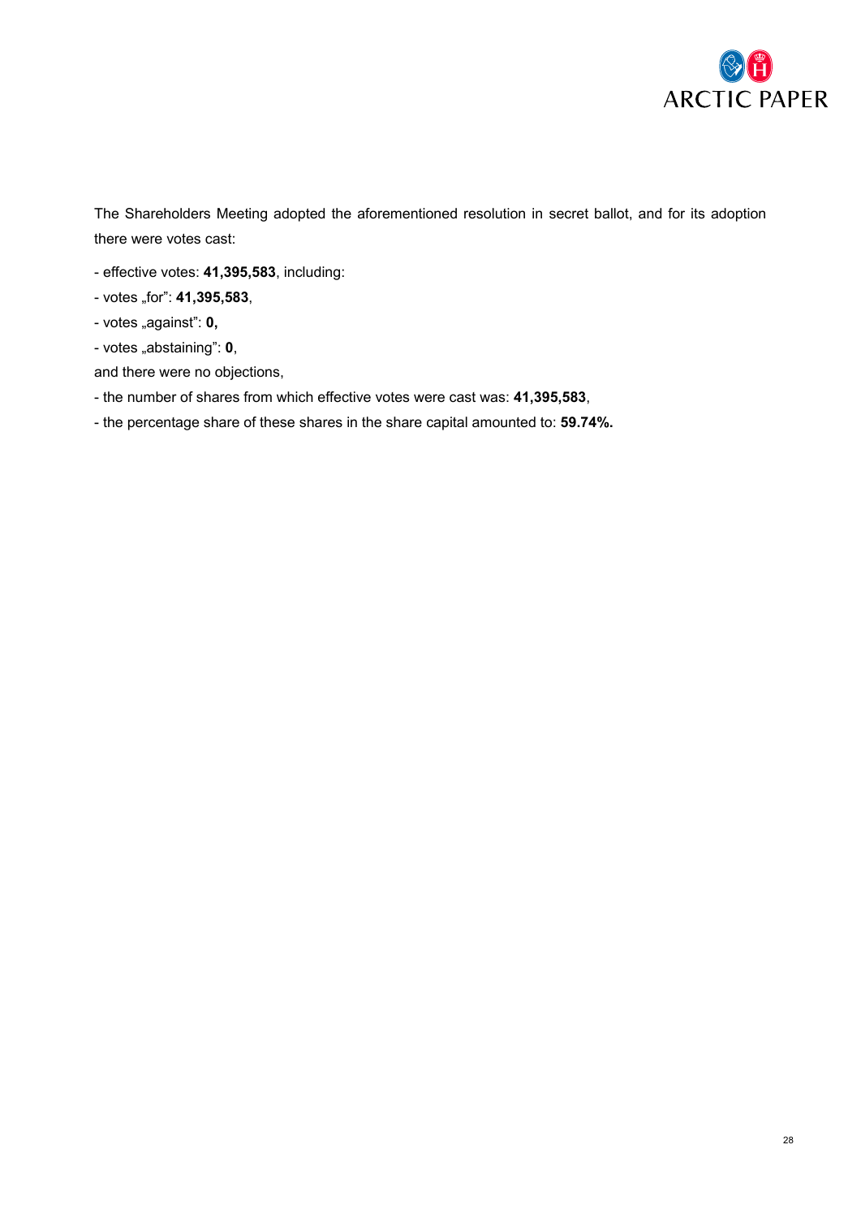The Shareholders Meeting adopted the aforementioned resolution in secret ballot, and for its adoption there were votes cast:

- effective votes: **41,395,583**, including:
- votes „for": **41,395,583**,
- votes „against": **0,**
- votes „abstaining": **0**,

and there were no objections,

- the number of shares from which effective votes were cast was: **41,395,583**,
- the percentage share of these shares in the share capital amounted to: **59.74%.**